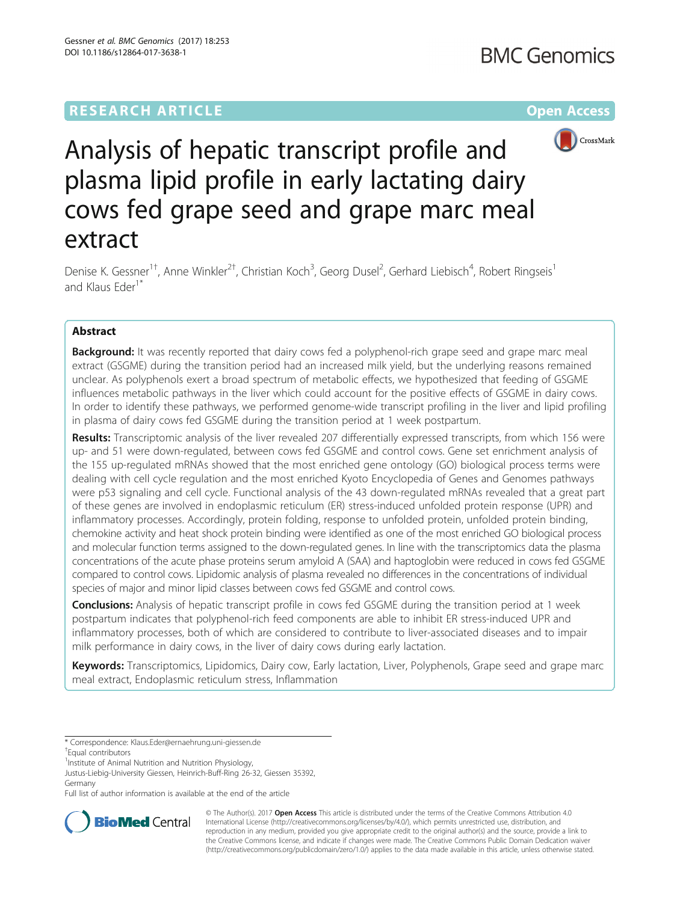RESEARCH ARTICLE

Open Access

# Analysis of hepatic transcript profile and plasma lipid profile in early lactating dairy cows fed grape seed and grape marc meal extract

Denise K. Gessner[1†], Anne Winkler[2†], Christian Koch[3], Georg Dusel[2], Gerhard Liebisch[4], Robert Ringseis[1] and Klaus Eder[1*]

## Abstract

**Background:** It was recently reported that dairy cows fed a polyphenol-rich grape seed and grape marc meal extract (GSGME) during the transition period had an increased milk yield, but the underlying reasons remained unclear. As polyphenols exert a broad spectrum of metabolic effects, we hypothesized that feeding of GSGME influences metabolic pathways in the liver which could account for the positive effects of GSGME in dairy cows. In order to identify these pathways, we performed genome-wide transcript profiling in the liver and lipid profiling in plasma of dairy cows fed GSGME during the transition period at 1 week postpartum.

**Results:** Transcriptomic analysis of the liver revealed 207 differentially expressed transcripts, from which 156 were up- and 51 were down-regulated, between cows fed GSGME and control cows. Gene set enrichment analysis of the 155 up-regulated mRNAs showed that the most enriched gene ontology (GO) biological process terms were dealing with cell cycle regulation and the most enriched Kyoto Encyclopedia of Genes and Genomes pathways were p53 signaling and cell cycle. Functional analysis of the 43 down-regulated mRNAs revealed that a great part of these genes are involved in endoplasmic reticulum (ER) stress-induced unfolded protein response (UPR) and inflammatory processes. Accordingly, protein folding, response to unfolded protein, unfolded protein binding, chemokine activity and heat shock protein binding were identified as one of the most enriched GO biological process and molecular function terms assigned to the down-regulated genes. In line with the transcriptomics data the plasma concentrations of the acute phase proteins serum amyloid A (SAA) and haptoglobin were reduced in cows fed GSGME compared to control cows. Lipidomic analysis of plasma revealed no differences in the concentrations of individual species of major and minor lipid classes between cows fed GSGME and control cows.

**Conclusions:** Analysis of hepatic transcript profile in cows fed GSGME during the transition period at 1 week postpartum indicates that polyphenol-rich feed components are able to inhibit ER stress-induced UPR and inflammatory processes, both of which are considered to contribute to liver-associated diseases and to impair milk performance in dairy cows, in the liver of dairy cows during early lactation.

**Keywords:** Transcriptomics, Lipidomics, Dairy cow, Early lactation, Liver, Polyphenols, Grape seed and grape marc meal extract, Endoplasmic reticulum stress, Inflammation

\* Correspondence: Klaus.Eder@ernaehrung.uni-giessen.de
†Equal contributors
[1]Institute of Animal Nutrition and Nutrition Physiology, Justus-Liebig-University Giessen, Heinrich-Buff-Ring 26-32, Giessen 35392, Germany
Full list of author information is available at the end of the article

© The Author(s). 2017 **Open Access** This article is distributed under the terms of the Creative Commons Attribution 4.0 International License (http://creativecommons.org/licenses/by/4.0/), which permits unrestricted use, distribution, and reproduction in any medium, provided you give appropriate credit to the original author(s) and the source, provide a link to the Creative Commons license, and indicate if changes were made. The Creative Commons Public Domain Dedication waiver (http://creativecommons.org/publicdomain/zero/1.0/) applies to the data made available in this article, unless otherwise stated.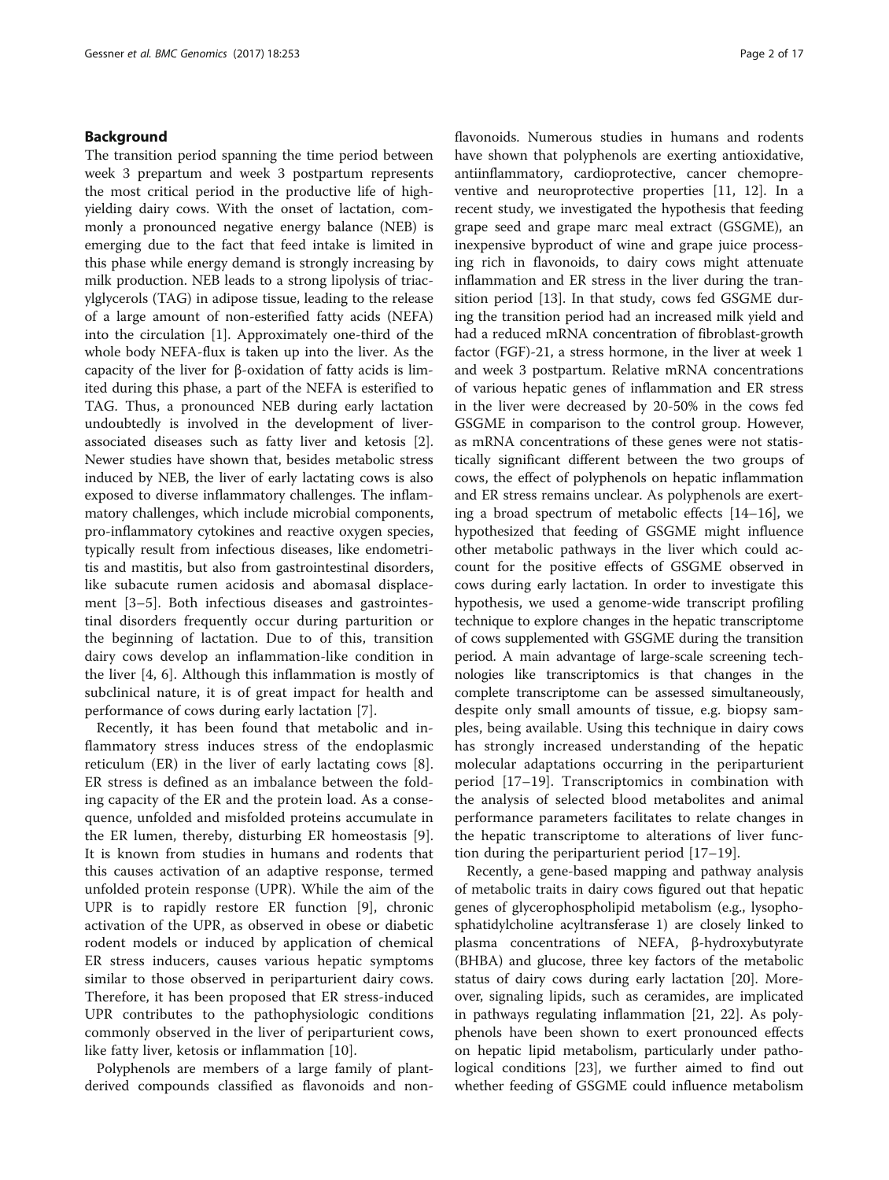## Background

The transition period spanning the time period between week 3 prepartum and week 3 postpartum represents the most critical period in the productive life of high-yielding dairy cows. With the onset of lactation, commonly a pronounced negative energy balance (NEB) is emerging due to the fact that feed intake is limited in this phase while energy demand is strongly increasing by milk production. NEB leads to a strong lipolysis of triacylglycerols (TAG) in adipose tissue, leading to the release of a large amount of non-esterified fatty acids (NEFA) into the circulation [1]. Approximately one-third of the whole body NEFA-flux is taken up into the liver. As the capacity of the liver for β-oxidation of fatty acids is limited during this phase, a part of the NEFA is esterified to TAG. Thus, a pronounced NEB during early lactation undoubtedly is involved in the development of liver-associated diseases such as fatty liver and ketosis [2]. Newer studies have shown that, besides metabolic stress induced by NEB, the liver of early lactating cows is also exposed to diverse inflammatory challenges. The inflammatory challenges, which include microbial components, pro-inflammatory cytokines and reactive oxygen species, typically result from infectious diseases, like endometritis and mastitis, but also from gastrointestinal disorders, like subacute rumen acidosis and abomasal displacement [3–5]. Both infectious diseases and gastrointestinal disorders frequently occur during parturition or the beginning of lactation. Due to of this, transition dairy cows develop an inflammation-like condition in the liver [4, 6]. Although this inflammation is mostly of subclinical nature, it is of great impact for health and performance of cows during early lactation [7].

Recently, it has been found that metabolic and inflammatory stress induces stress of the endoplasmic reticulum (ER) in the liver of early lactating cows [8]. ER stress is defined as an imbalance between the folding capacity of the ER and the protein load. As a consequence, unfolded and misfolded proteins accumulate in the ER lumen, thereby, disturbing ER homeostasis [9]. It is known from studies in humans and rodents that this causes activation of an adaptive response, termed unfolded protein response (UPR). While the aim of the UPR is to rapidly restore ER function [9], chronic activation of the UPR, as observed in obese or diabetic rodent models or induced by application of chemical ER stress inducers, causes various hepatic symptoms similar to those observed in periparturient dairy cows. Therefore, it has been proposed that ER stress-induced UPR contributes to the pathophysiologic conditions commonly observed in the liver of periparturient cows, like fatty liver, ketosis or inflammation [10].

Polyphenols are members of a large family of plant-derived compounds classified as flavonoids and non-flavonoids. Numerous studies in humans and rodents have shown that polyphenols are exerting antioxidative, antiinflammatory, cardioprotective, cancer chemopreventive and neuroprotective properties [11, 12]. In a recent study, we investigated the hypothesis that feeding grape seed and grape marc meal extract (GSGME), an inexpensive byproduct of wine and grape juice processing rich in flavonoids, to dairy cows might attenuate inflammation and ER stress in the liver during the transition period [13]. In that study, cows fed GSGME during the transition period had an increased milk yield and had a reduced mRNA concentration of fibroblast-growth factor (FGF)-21, a stress hormone, in the liver at week 1 and week 3 postpartum. Relative mRNA concentrations of various hepatic genes of inflammation and ER stress in the liver were decreased by 20-50% in the cows fed GSGME in comparison to the control group. However, as mRNA concentrations of these genes were not statistically significant different between the two groups of cows, the effect of polyphenols on hepatic inflammation and ER stress remains unclear. As polyphenols are exerting a broad spectrum of metabolic effects [14–16], we hypothesized that feeding of GSGME might influence other metabolic pathways in the liver which could account for the positive effects of GSGME observed in cows during early lactation. In order to investigate this hypothesis, we used a genome-wide transcript profiling technique to explore changes in the hepatic transcriptome of cows supplemented with GSGME during the transition period. A main advantage of large-scale screening technologies like transcriptomics is that changes in the complete transcriptome can be assessed simultaneously, despite only small amounts of tissue, e.g. biopsy samples, being available. Using this technique in dairy cows has strongly increased understanding of the hepatic molecular adaptations occurring in the periparturient period [17–19]. Transcriptomics in combination with the analysis of selected blood metabolites and animal performance parameters facilitates to relate changes in the hepatic transcriptome to alterations of liver function during the periparturient period [17–19].

Recently, a gene-based mapping and pathway analysis of metabolic traits in dairy cows figured out that hepatic genes of glycerophospholipid metabolism (e.g., lysophosphatidylcholine acyltransferase 1) are closely linked to plasma concentrations of NEFA, β-hydroxybutyrate (BHBA) and glucose, three key factors of the metabolic status of dairy cows during early lactation [20]. Moreover, signaling lipids, such as ceramides, are implicated in pathways regulating inflammation [21, 22]. As polyphenols have been shown to exert pronounced effects on hepatic lipid metabolism, particularly under pathological conditions [23], we further aimed to find out whether feeding of GSGME could influence metabolism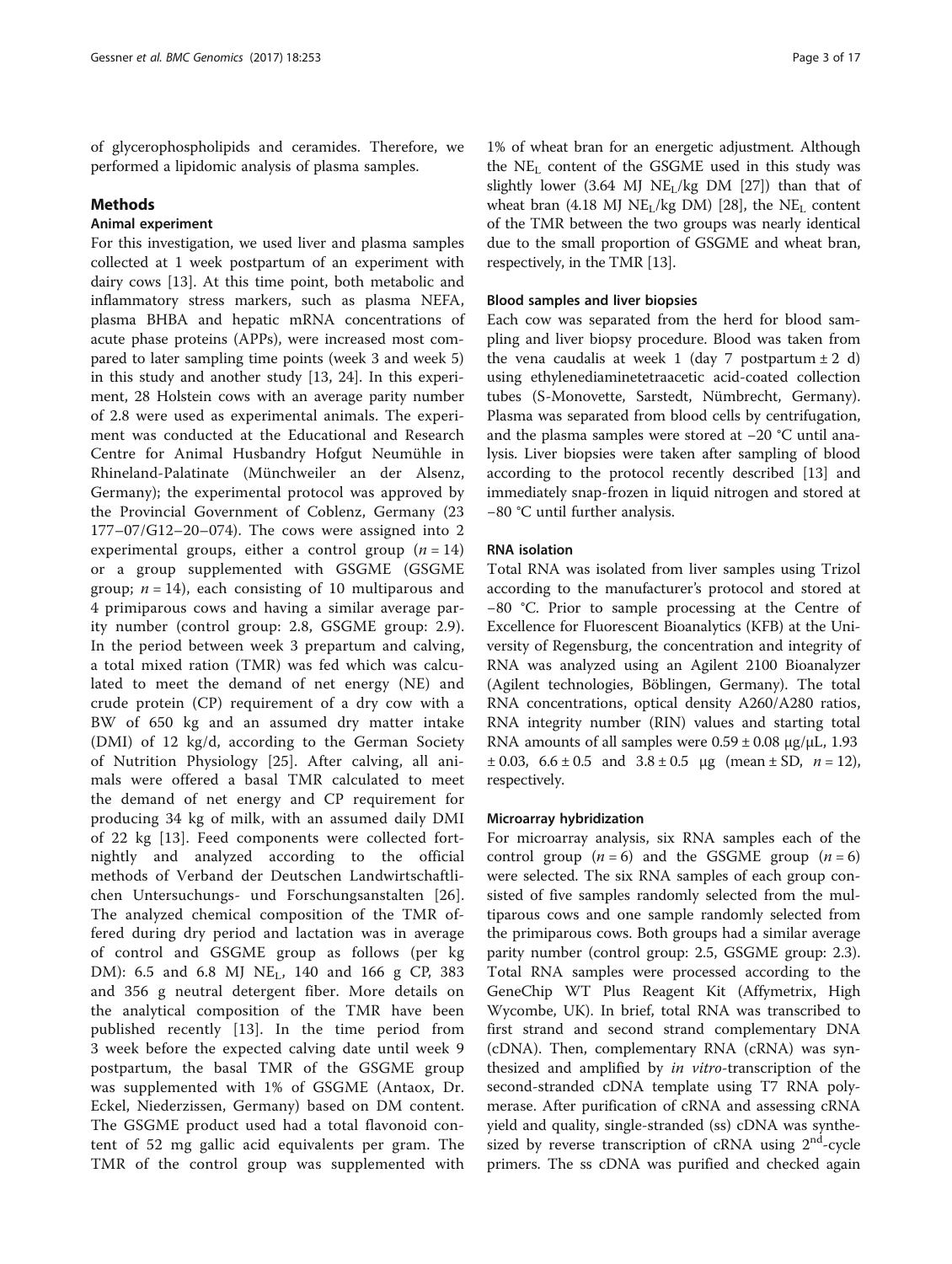of glycerophospholipids and ceramides. Therefore, we performed a lipidomic analysis of plasma samples.

## Methods

### Animal experiment

For this investigation, we used liver and plasma samples collected at 1 week postpartum of an experiment with dairy cows [13]. At this time point, both metabolic and inflammatory stress markers, such as plasma NEFA, plasma BHBA and hepatic mRNA concentrations of acute phase proteins (APPs), were increased most compared to later sampling time points (week 3 and week 5) in this study and another study [13, 24]. In this experiment, 28 Holstein cows with an average parity number of 2.8 were used as experimental animals. The experiment was conducted at the Educational and Research Centre for Animal Husbandry Hofgut Neumühle in Rhineland-Palatinate (Münchweiler an der Alsenz, Germany); the experimental protocol was approved by the Provincial Government of Coblenz, Germany (23 177–07/G12–20–074). The cows were assigned into 2 experimental groups, either a control group ($n = 14$) or a group supplemented with GSGME (GSGME group; $n = 14$), each consisting of 10 multiparous and 4 primiparous cows and having a similar average parity number (control group: 2.8, GSGME group: 2.9). In the period between week 3 prepartum and calving, a total mixed ration (TMR) was fed which was calculated to meet the demand of net energy (NE) and crude protein (CP) requirement of a dry cow with a BW of 650 kg and an assumed dry matter intake (DMI) of 12 kg/d, according to the German Society of Nutrition Physiology [25]. After calving, all animals were offered a basal TMR calculated to meet the demand of net energy and CP requirement for producing 34 kg of milk, with an assumed daily DMI of 22 kg [13]. Feed components were collected fortnightly and analyzed according to the official methods of Verband der Deutschen Landwirtschaftlichen Untersuchungs- und Forschungsanstalten [26]. The analyzed chemical composition of the TMR offered during dry period and lactation was in average of control and GSGME group as follows (per kg DM): 6.5 and 6.8 MJ $NE_L$, 140 and 166 g CP, 383 and 356 g neutral detergent fiber. More details on the analytical composition of the TMR have been published recently [13]. In the time period from 3 week before the expected calving date until week 9 postpartum, the basal TMR of the GSGME group was supplemented with 1% of GSGME (Antaox, Dr. Eckel, Niederzissen, Germany) based on DM content. The GSGME product used had a total flavonoid content of 52 mg gallic acid equivalents per gram. The TMR of the control group was supplemented with 1% of wheat bran for an energetic adjustment. Although the $NE_L$ content of the GSGME used in this study was slightly lower (3.64 MJ $NE_L$/kg DM [27]) than that of wheat bran (4.18 MJ $NE_L$/kg DM) [28], the $NE_L$ content of the TMR between the two groups was nearly identical due to the small proportion of GSGME and wheat bran, respectively, in the TMR [13].

### Blood samples and liver biopsies

Each cow was separated from the herd for blood sampling and liver biopsy procedure. Blood was taken from the vena caudalis at week 1 (day 7 postpartum ± 2 d) using ethylenediaminetetraacetic acid-coated collection tubes (S-Monovette, Sarstedt, Nümbrecht, Germany). Plasma was separated from blood cells by centrifugation, and the plasma samples were stored at −20 °C until analysis. Liver biopsies were taken after sampling of blood according to the protocol recently described [13] and immediately snap-frozen in liquid nitrogen and stored at −80 °C until further analysis.

### RNA isolation

Total RNA was isolated from liver samples using Trizol according to the manufacturer's protocol and stored at −80 °C. Prior to sample processing at the Centre of Excellence for Fluorescent Bioanalytics (KFB) at the University of Regensburg, the concentration and integrity of RNA was analyzed using an Agilent 2100 Bioanalyzer (Agilent technologies, Böblingen, Germany). The total RNA concentrations, optical density A260/A280 ratios, RNA integrity number (RIN) values and starting total RNA amounts of all samples were 0.59 ± 0.08 μg/μL, 1.93 ± 0.03, 6.6 ± 0.5 and 3.8 ± 0.5 μg (mean ± SD, $n = 12$), respectively.

### Microarray hybridization

For microarray analysis, six RNA samples each of the control group ($n = 6$) and the GSGME group ($n = 6$) were selected. The six RNA samples of each group consisted of five samples randomly selected from the multiparous cows and one sample randomly selected from the primiparous cows. Both groups had a similar average parity number (control group: 2.5, GSGME group: 2.3). Total RNA samples were processed according to the GeneChip WT Plus Reagent Kit (Affymetrix, High Wycombe, UK). In brief, total RNA was transcribed to first strand and second strand complementary DNA (cDNA). Then, complementary RNA (cRNA) was synthesized and amplified by *in vitro*-transcription of the second-stranded cDNA template using T7 RNA polymerase. After purification of cRNA and assessing cRNA yield and quality, single-stranded (ss) cDNA was synthesized by reverse transcription of cRNA using 2nd-cycle primers. The ss cDNA was purified and checked again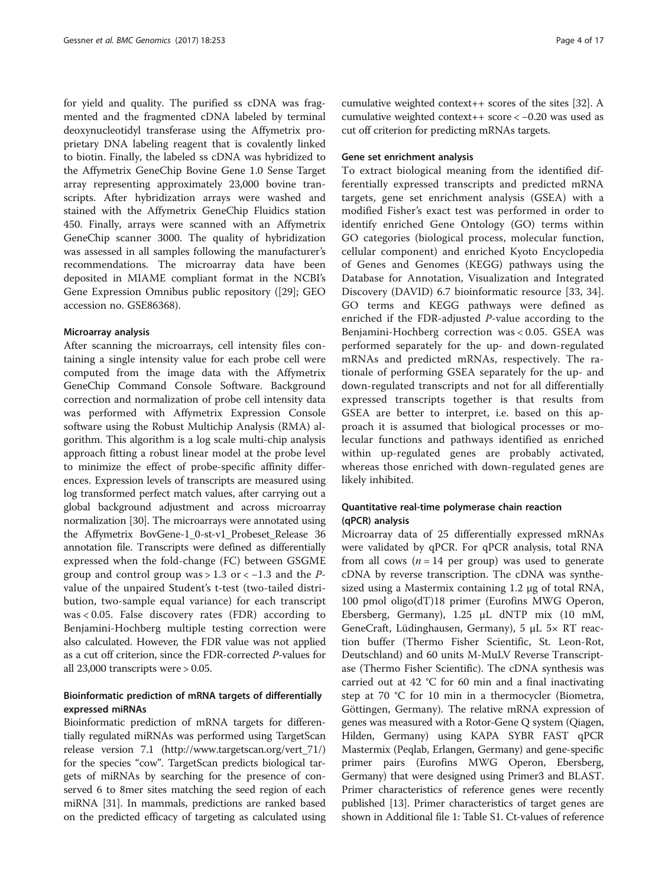for yield and quality. The purified ss cDNA was fragmented and the fragmented cDNA labeled by terminal deoxynucleotidyl transferase using the Affymetrix proprietary DNA labeling reagent that is covalently linked to biotin. Finally, the labeled ss cDNA was hybridized to the Affymetrix GeneChip Bovine Gene 1.0 Sense Target array representing approximately 23,000 bovine transcripts. After hybridization arrays were washed and stained with the Affymetrix GeneChip Fluidics station 450. Finally, arrays were scanned with an Affymetrix GeneChip scanner 3000. The quality of hybridization was assessed in all samples following the manufacturer's recommendations. The microarray data have been deposited in MIAME compliant format in the NCBI's Gene Expression Omnibus public repository ([29]; GEO accession no. GSE86368).

#### Microarray analysis

After scanning the microarrays, cell intensity files containing a single intensity value for each probe cell were computed from the image data with the Affymetrix GeneChip Command Console Software. Background correction and normalization of probe cell intensity data was performed with Affymetrix Expression Console software using the Robust Multichip Analysis (RMA) algorithm. This algorithm is a log scale multi-chip analysis approach fitting a robust linear model at the probe level to minimize the effect of probe-specific affinity differences. Expression levels of transcripts are measured using log transformed perfect match values, after carrying out a global background adjustment and across microarray normalization [30]. The microarrays were annotated using the Affymetrix BovGene-1_0-st-v1_Probeset_Release 36 annotation file. Transcripts were defined as differentially expressed when the fold-change (FC) between GSGME group and control group was > 1.3 or < −1.3 and the *P*-value of the unpaired Student's t-test (two-tailed distribution, two-sample equal variance) for each transcript was < 0.05. False discovery rates (FDR) according to Benjamini-Hochberg multiple testing correction were also calculated. However, the FDR value was not applied as a cut off criterion, since the FDR-corrected *P*-values for all 23,000 transcripts were > 0.05.

### Bioinformatic prediction of mRNA targets of differentially expressed miRNAs

Bioinformatic prediction of mRNA targets for differentially regulated miRNAs was performed using TargetScan release version 7.1 (http://www.targetscan.org/vert_71/) for the species "cow". TargetScan predicts biological targets of miRNAs by searching for the presence of conserved 6 to 8mer sites matching the seed region of each miRNA [31]. In mammals, predictions are ranked based on the predicted efficacy of targeting as calculated using cumulative weighted context++ scores of the sites [32]. A cumulative weighted context++ score < −0.20 was used as cut off criterion for predicting mRNAs targets.

#### Gene set enrichment analysis

To extract biological meaning from the identified differentially expressed transcripts and predicted mRNA targets, gene set enrichment analysis (GSEA) with a modified Fisher's exact test was performed in order to identify enriched Gene Ontology (GO) terms within GO categories (biological process, molecular function, cellular component) and enriched Kyoto Encyclopedia of Genes and Genomes (KEGG) pathways using the Database for Annotation, Visualization and Integrated Discovery (DAVID) 6.7 bioinformatic resource [33, 34]. GO terms and KEGG pathways were defined as enriched if the FDR-adjusted *P*-value according to the Benjamini-Hochberg correction was < 0.05. GSEA was performed separately for the up- and down-regulated mRNAs and predicted mRNAs, respectively. The rationale of performing GSEA separately for the up- and down-regulated transcripts and not for all differentially expressed transcripts together is that results from GSEA are better to interpret, i.e. based on this approach it is assumed that biological processes or molecular functions and pathways identified as enriched within up-regulated genes are probably activated, whereas those enriched with down-regulated genes are likely inhibited.

### Quantitative real-time polymerase chain reaction (qPCR) analysis

Microarray data of 25 differentially expressed mRNAs were validated by qPCR. For qPCR analysis, total RNA from all cows ($n = 14$ per group) was used to generate cDNA by reverse transcription. The cDNA was synthesized using a Mastermix containing 1.2 μg of total RNA, 100 pmol oligo(dT)18 primer (Eurofins MWG Operon, Ebersberg, Germany), 1.25 μL dNTP mix (10 mM, GeneCraft, Lüdinghausen, Germany), 5 μL 5× RT reaction buffer (Thermo Fisher Scientific, St. Leon-Rot, Deutschland) and 60 units M-MuLV Reverse Transcriptase (Thermo Fisher Scientific). The cDNA synthesis was carried out at 42 °C for 60 min and a final inactivating step at 70 °C for 10 min in a thermocycler (Biometra, Göttingen, Germany). The relative mRNA expression of genes was measured with a Rotor-Gene Q system (Qiagen, Hilden, Germany) using KAPA SYBR FAST qPCR Mastermix (Peqlab, Erlangen, Germany) and gene-specific primer pairs (Eurofins MWG Operon, Ebersberg, Germany) that were designed using Primer3 and BLAST. Primer characteristics of reference genes were recently published [13]. Primer characteristics of target genes are shown in Additional file 1: Table S1. Ct-values of reference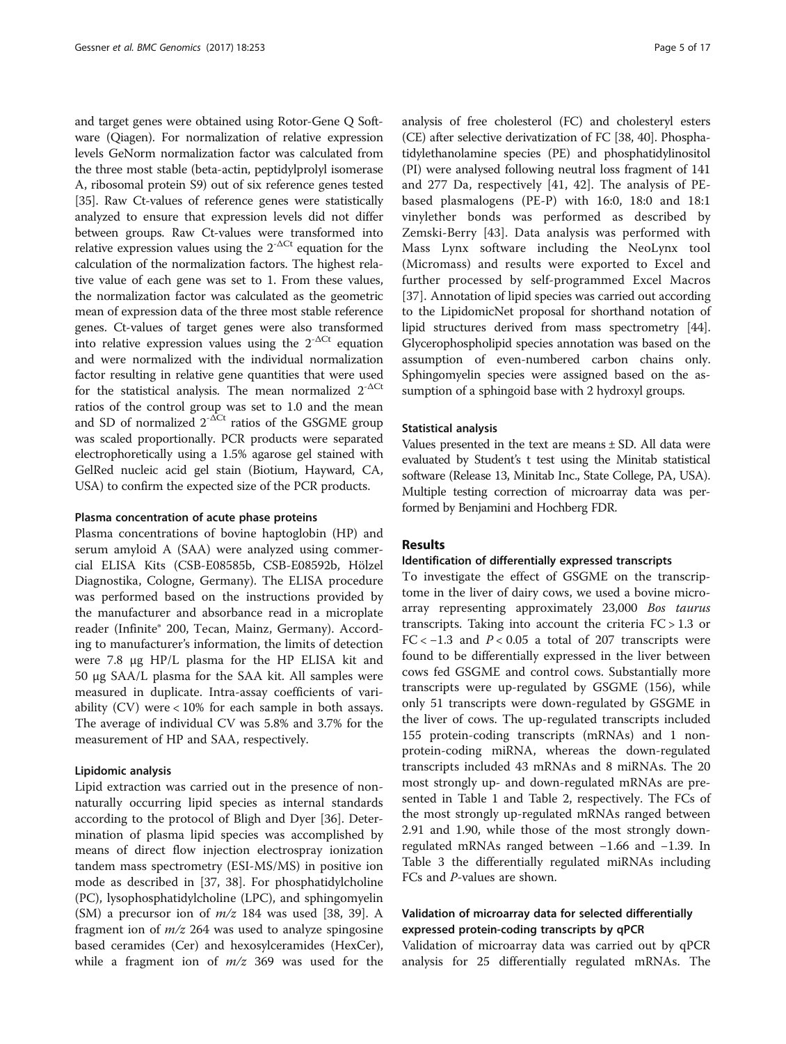and target genes were obtained using Rotor-Gene Q Software (Qiagen). For normalization of relative expression levels GeNorm normalization factor was calculated from the three most stable (beta-actin, peptidylprolyl isomerase A, ribosomal protein S9) out of six reference genes tested [35]. Raw Ct-values of reference genes were statistically analyzed to ensure that expression levels did not differ between groups. Raw Ct-values were transformed into relative expression values using the $2^{-\Delta Ct}$ equation for the calculation of the normalization factors. The highest relative value of each gene was set to 1. From these values, the normalization factor was calculated as the geometric mean of expression data of the three most stable reference genes. Ct-values of target genes were also transformed into relative expression values using the $2^{-\Delta Ct}$ equation and were normalized with the individual normalization factor resulting in relative gene quantities that were used for the statistical analysis. The mean normalized $2^{-\Delta Ct}$ ratios of the control group was set to 1.0 and the mean and SD of normalized $2^{-\Delta Ct}$ ratios of the GSGME group was scaled proportionally. PCR products were separated electrophoretically using a 1.5% agarose gel stained with GelRed nucleic acid gel stain (Biotium, Hayward, CA, USA) to confirm the expected size of the PCR products.

#### Plasma concentration of acute phase proteins

Plasma concentrations of bovine haptoglobin (HP) and serum amyloid A (SAA) were analyzed using commercial ELISA Kits (CSB-E08585b, CSB-E08592b, Hölzel Diagnostika, Cologne, Germany). The ELISA procedure was performed based on the instructions provided by the manufacturer and absorbance read in a microplate reader (Infinite® 200, Tecan, Mainz, Germany). According to manufacturer's information, the limits of detection were 7.8 μg HP/L plasma for the HP ELISA kit and 50 μg SAA/L plasma for the SAA kit. All samples were measured in duplicate. Intra-assay coefficients of variability (CV) were < 10% for each sample in both assays. The average of individual CV was 5.8% and 3.7% for the measurement of HP and SAA, respectively.

#### Lipidomic analysis

Lipid extraction was carried out in the presence of non-naturally occurring lipid species as internal standards according to the protocol of Bligh and Dyer [36]. Determination of plasma lipid species was accomplished by means of direct flow injection electrospray ionization tandem mass spectrometry (ESI-MS/MS) in positive ion mode as described in [37, 38]. For phosphatidylcholine (PC), lysophosphatidylcholine (LPC), and sphingomyelin (SM) a precursor ion of *m/z* 184 was used [38, 39]. A fragment ion of *m/z* 264 was used to analyze spingosine based ceramides (Cer) and hexosylceramides (HexCer), while a fragment ion of *m/z* 369 was used for the analysis of free cholesterol (FC) and cholesteryl esters (CE) after selective derivatization of FC [38, 40]. Phosphatidylethanolamine species (PE) and phosphatidylinositol (PI) were analysed following neutral loss fragment of 141 and 277 Da, respectively [41, 42]. The analysis of PE-based plasmalogens (PE-P) with 16:0, 18:0 and 18:1 vinylether bonds was performed as described by Zemski-Berry [43]. Data analysis was performed with Mass Lynx software including the NeoLynx tool (Micromass) and results were exported to Excel and further processed by self-programmed Excel Macros [37]. Annotation of lipid species was carried out according to the LipidomicNet proposal for shorthand notation of lipid structures derived from mass spectrometry [44]. Glycerophospholipid species annotation was based on the assumption of even-numbered carbon chains only. Sphingomyelin species were assigned based on the assumption of a sphingoid base with 2 hydroxyl groups.

#### Statistical analysis

Values presented in the text are means ± SD. All data were evaluated by Student's t test using the Minitab statistical software (Release 13, Minitab Inc., State College, PA, USA). Multiple testing correction of microarray data was performed by Benjamini and Hochberg FDR.

## Results

#### Identification of differentially expressed transcripts

To investigate the effect of GSGME on the transcriptome in the liver of dairy cows, we used a bovine microarray representing approximately 23,000 *Bos taurus* transcripts. Taking into account the criteria FC > 1.3 or FC < −1.3 and $P < 0.05$ a total of 207 transcripts were found to be differentially expressed in the liver between cows fed GSGME and control cows. Substantially more transcripts were up-regulated by GSGME (156), while only 51 transcripts were down-regulated by GSGME in the liver of cows. The up-regulated transcripts included 155 protein-coding transcripts (mRNAs) and 1 non-protein-coding miRNA, whereas the down-regulated transcripts included 43 mRNAs and 8 miRNAs. The 20 most strongly up- and down-regulated mRNAs are presented in Table 1 and Table 2, respectively. The FCs of the most strongly up-regulated mRNAs ranged between 2.91 and 1.90, while those of the most strongly down-regulated mRNAs ranged between −1.66 and −1.39. In Table 3 the differentially regulated miRNAs including FCs and *P*-values are shown.

#### Validation of microarray data for selected differentially expressed protein-coding transcripts by qPCR

Validation of microarray data was carried out by qPCR analysis for 25 differentially regulated mRNAs. The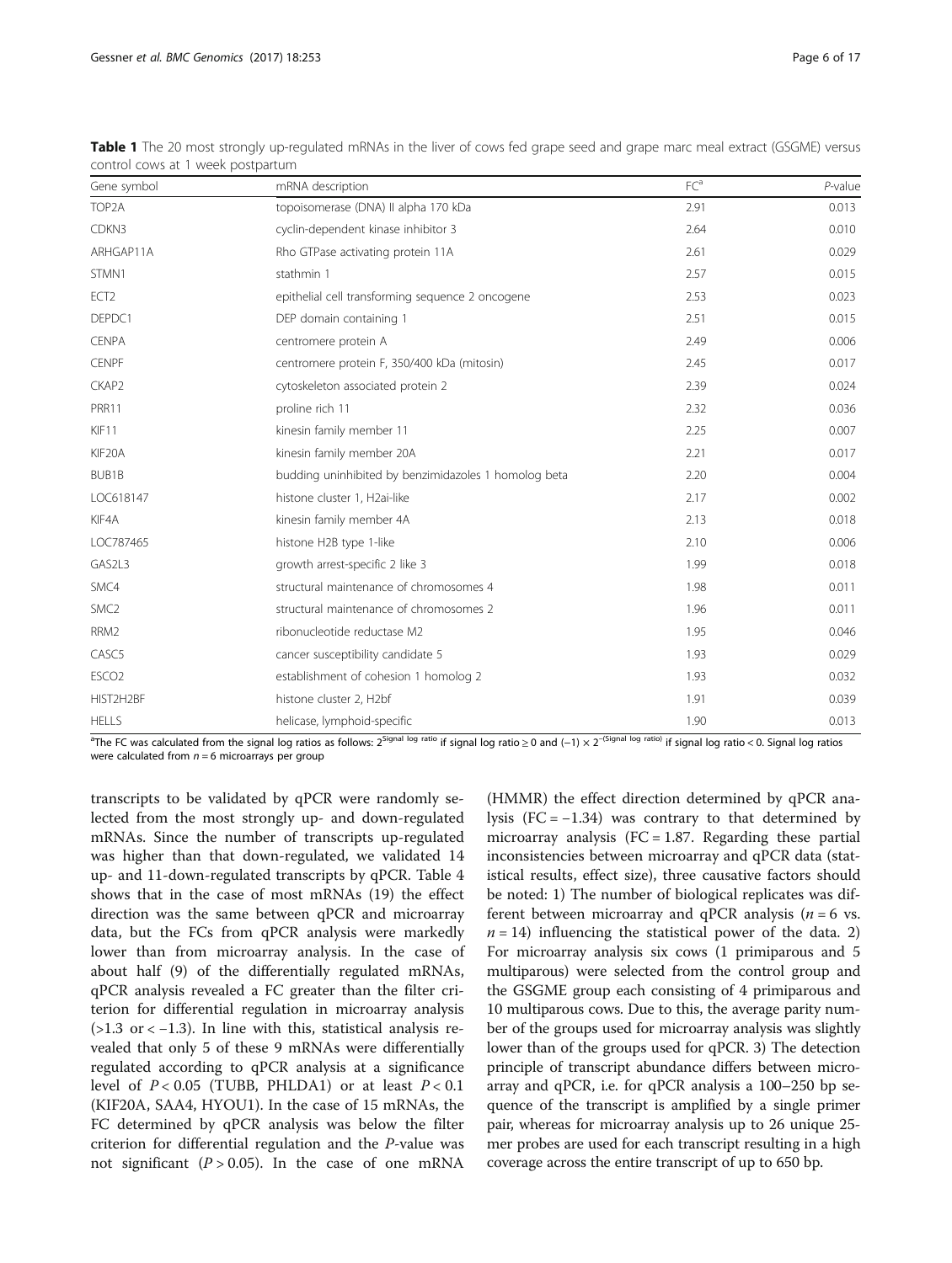**Table 1** The 20 most strongly up-regulated mRNAs in the liver of cows fed grape seed and grape marc meal extract (GSGME) versus control cows at 1 week postpartum

| Gene symbol | mRNA description | FC[a] | *P*-value |
|---|---|---|---|
| TOP2A | topoisomerase (DNA) II alpha 170 kDa | 2.91 | 0.013 |
| CDKN3 | cyclin-dependent kinase inhibitor 3 | 2.64 | 0.010 |
| ARHGAP11A | Rho GTPase activating protein 11A | 2.61 | 0.029 |
| STMN1 | stathmin 1 | 2.57 | 0.015 |
| ECT2 | epithelial cell transforming sequence 2 oncogene | 2.53 | 0.023 |
| DEPDC1 | DEP domain containing 1 | 2.51 | 0.015 |
| CENPA | centromere protein A | 2.49 | 0.006 |
| CENPF | centromere protein F, 350/400 kDa (mitosin) | 2.45 | 0.017 |
| CKAP2 | cytoskeleton associated protein 2 | 2.39 | 0.024 |
| PRR11 | proline rich 11 | 2.32 | 0.036 |
| KIF11 | kinesin family member 11 | 2.25 | 0.007 |
| KIF20A | kinesin family member 20A | 2.21 | 0.017 |
| BUB1B | budding uninhibited by benzimidazoles 1 homolog beta | 2.20 | 0.004 |
| LOC618147 | histone cluster 1, H2ai-like | 2.17 | 0.002 |
| KIF4A | kinesin family member 4A | 2.13 | 0.018 |
| LOC787465 | histone H2B type 1-like | 2.10 | 0.006 |
| GAS2L3 | growth arrest-specific 2 like 3 | 1.99 | 0.018 |
| SMC4 | structural maintenance of chromosomes 4 | 1.98 | 0.011 |
| SMC2 | structural maintenance of chromosomes 2 | 1.96 | 0.011 |
| RRM2 | ribonucleotide reductase M2 | 1.95 | 0.046 |
| CASC5 | cancer susceptibility candidate 5 | 1.93 | 0.029 |
| ESCO2 | establishment of cohesion 1 homolog 2 | 1.93 | 0.032 |
| HIST2H2BF | histone cluster 2, H2bf | 1.91 | 0.039 |
| HELLS | helicase, lymphoid-specific | 1.90 | 0.013 |

[a]The FC was calculated from the signal log ratios as follows: $2^{\text{Signal log ratio}}$ if signal log ratio ≥ 0 and $(-1) \times 2^{-(\text{Signal log ratio})}$ if signal log ratio < 0. Signal log ratios were calculated from $n = 6$ microarrays per group

transcripts to be validated by qPCR were randomly selected from the most strongly up- and down-regulated mRNAs. Since the number of transcripts up-regulated was higher than that down-regulated, we validated 14 up- and 11-down-regulated transcripts by qPCR. Table 4 shows that in the case of most mRNAs (19) the effect direction was the same between qPCR and microarray data, but the FCs from qPCR analysis were markedly lower than from microarray analysis. In the case of about half (9) of the differentially regulated mRNAs, qPCR analysis revealed a FC greater than the filter criterion for differential regulation in microarray analysis (>1.3 or < −1.3). In line with this, statistical analysis revealed that only 5 of these 9 mRNAs were differentially regulated according to qPCR analysis at a significance level of $P < 0.05$ (TUBB, PHLDA1) or at least $P < 0.1$ (KIF20A, SAA4, HYOU1). In the case of 15 mRNAs, the FC determined by qPCR analysis was below the filter criterion for differential regulation and the *P*-value was not significant ($P > 0.05$). In the case of one mRNA (HMMR) the effect direction determined by qPCR analysis (FC = −1.34) was contrary to that determined by microarray analysis (FC = 1.87. Regarding these partial inconsistencies between microarray and qPCR data (statistical results, effect size), three causative factors should be noted: 1) The number of biological replicates was different between microarray and qPCR analysis ($n = 6$ vs. $n = 14$) influencing the statistical power of the data. 2) For microarray analysis six cows (1 primiparous and 5 multiparous) were selected from the control group and the GSGME group each consisting of 4 primiparous and 10 multiparous cows. Due to this, the average parity number of the groups used for microarray analysis was slightly lower than of the groups used for qPCR. 3) The detection principle of transcript abundance differs between microarray and qPCR, i.e. for qPCR analysis a 100–250 bp sequence of the transcript is amplified by a single primer pair, whereas for microarray analysis up to 26 unique 25-mer probes are used for each transcript resulting in a high coverage across the entire transcript of up to 650 bp.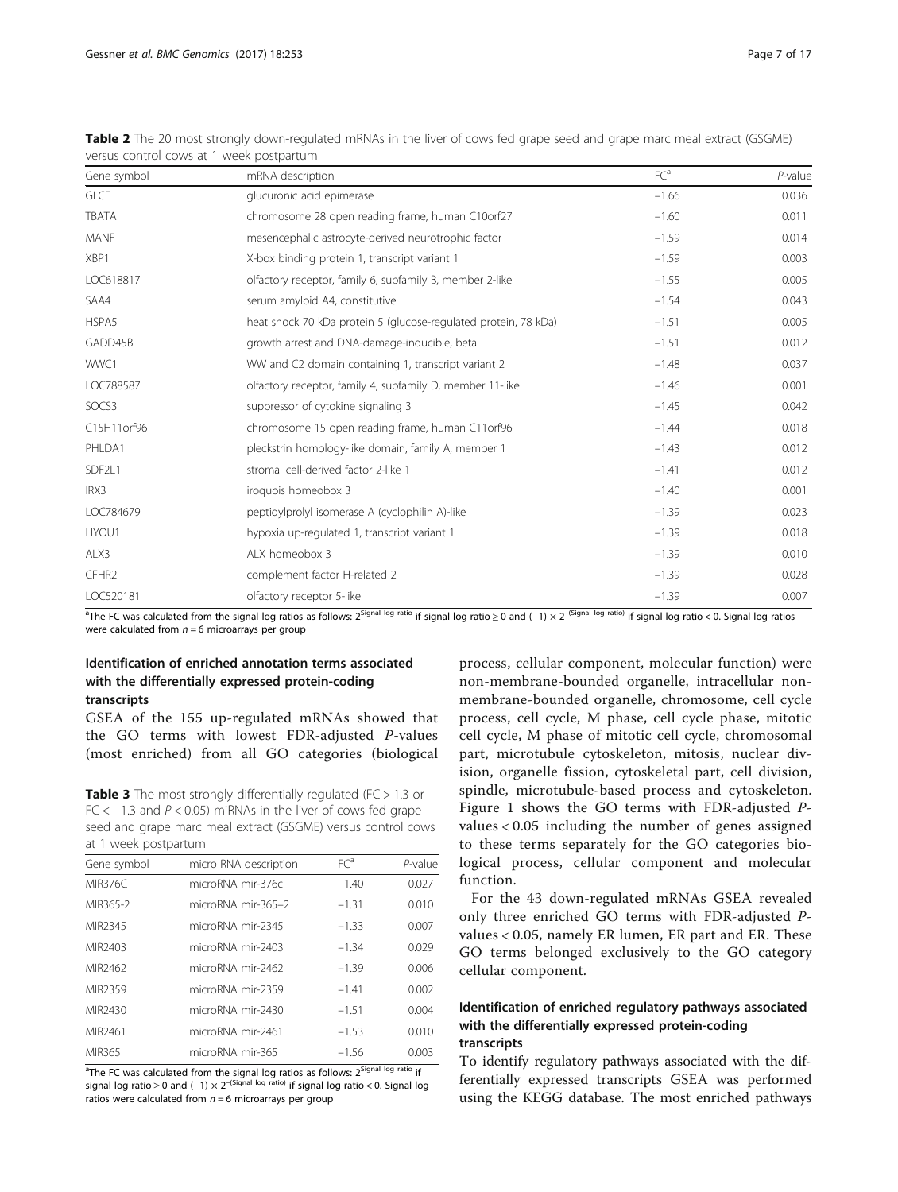**Table 2** The 20 most strongly down-regulated mRNAs in the liver of cows fed grape seed and grape marc meal extract (GSGME) versus control cows at 1 week postpartum

| Gene symbol | mRNA description | FC[a] | *P*-value |
|---|---|---|---|
| GLCE | glucuronic acid epimerase | −1.66 | 0.036 |
| TBATA | chromosome 28 open reading frame, human C10orf27 | −1.60 | 0.011 |
| MANF | mesencephalic astrocyte-derived neurotrophic factor | −1.59 | 0.014 |
| XBP1 | X-box binding protein 1, transcript variant 1 | −1.59 | 0.003 |
| LOC618817 | olfactory receptor, family 6, subfamily B, member 2-like | −1.55 | 0.005 |
| SAA4 | serum amyloid A4, constitutive | −1.54 | 0.043 |
| HSPA5 | heat shock 70 kDa protein 5 (glucose-regulated protein, 78 kDa) | −1.51 | 0.005 |
| GADD45B | growth arrest and DNA-damage-inducible, beta | −1.51 | 0.012 |
| WWC1 | WW and C2 domain containing 1, transcript variant 2 | −1.48 | 0.037 |
| LOC788587 | olfactory receptor, family 4, subfamily D, member 11-like | −1.46 | 0.001 |
| SOCS3 | suppressor of cytokine signaling 3 | −1.45 | 0.042 |
| C15H11orf96 | chromosome 15 open reading frame, human C11orf96 | −1.44 | 0.018 |
| PHLDA1 | pleckstrin homology-like domain, family A, member 1 | −1.43 | 0.012 |
| SDF2L1 | stromal cell-derived factor 2-like 1 | −1.41 | 0.012 |
| IRX3 | iroquois homeobox 3 | −1.40 | 0.001 |
| LOC784679 | peptidylprolyl isomerase A (cyclophilin A)-like | −1.39 | 0.023 |
| HYOU1 | hypoxia up-regulated 1, transcript variant 1 | −1.39 | 0.018 |
| ALX3 | ALX homeobox 3 | −1.39 | 0.010 |
| CFHR2 | complement factor H-related 2 | −1.39 | 0.028 |
| LOC520181 | olfactory receptor 5-like | −1.39 | 0.007 |

[a]The FC was calculated from the signal log ratios as follows: $2^{\text{Signal log ratio}}$ if signal log ratio ≥ 0 and $(-1) \times 2^{-(\text{Signal log ratio})}$ if signal log ratio < 0. Signal log ratios were calculated from $n = 6$ microarrays per group

**Table 3** The most strongly differentially regulated (FC > 1.3 or FC < −1.3 and *P* < 0.05) miRNAs in the liver of cows fed grape seed and grape marc meal extract (GSGME) versus control cows at 1 week postpartum

| Gene symbol | micro RNA description | FC[a] | *P*-value |
|---|---|---|---|
| MIR376C | microRNA mir-376c | 1.40 | 0.027 |
| MIR365-2 | microRNA mir-365–2 | −1.31 | 0.010 |
| MIR2345 | microRNA mir-2345 | −1.33 | 0.007 |
| MIR2403 | microRNA mir-2403 | −1.34 | 0.029 |
| MIR2462 | microRNA mir-2462 | −1.39 | 0.006 |
| MIR2359 | microRNA mir-2359 | −1.41 | 0.002 |
| MIR2430 | microRNA mir-2430 | −1.51 | 0.004 |
| MIR2461 | microRNA mir-2461 | −1.53 | 0.010 |
| MIR365 | microRNA mir-365 | −1.56 | 0.003 |

[a]The FC was calculated from the signal log ratios as follows: $2^{\text{Signal log ratio}}$ if signal log ratio ≥ 0 and $(-1) \times 2^{-(\text{Signal log ratio})}$ if signal log ratio < 0. Signal log ratios were calculated from $n = 6$ microarrays per group

### Identification of enriched annotation terms associated with the differentially expressed protein-coding transcripts

GSEA of the 155 up-regulated mRNAs showed that the GO terms with lowest FDR-adjusted *P*-values (most enriched) from all GO categories (biological process, cellular component, molecular function) were non-membrane-bounded organelle, intracellular non-membrane-bounded organelle, chromosome, cell cycle process, cell cycle, M phase, cell cycle phase, mitotic cell cycle, M phase of mitotic cell cycle, chromosomal part, microtubule cytoskeleton, mitosis, nuclear division, organelle fission, cytoskeletal part, cell division, spindle, microtubule-based process and cytoskeleton. Figure 1 shows the GO terms with FDR-adjusted *P*-values < 0.05 including the number of genes assigned to these terms separately for the GO categories biological process, cellular component and molecular function.

For the 43 down-regulated mRNAs GSEA revealed only three enriched GO terms with FDR-adjusted *P*-values < 0.05, namely ER lumen, ER part and ER. These GO terms belonged exclusively to the GO category cellular component.

### Identification of enriched regulatory pathways associated with the differentially expressed protein-coding transcripts

To identify regulatory pathways associated with the differentially expressed transcripts GSEA was performed using the KEGG database. The most enriched pathways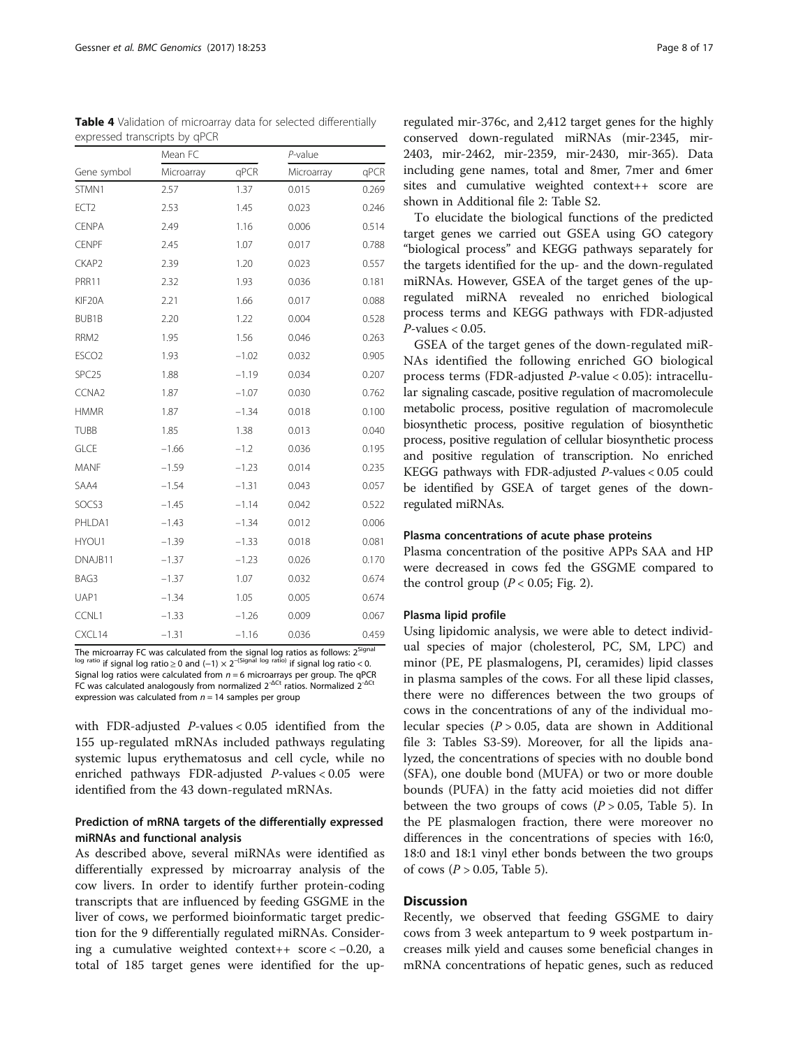**Table 4** Validation of microarray data for selected differentially expressed transcripts by qPCR

| | Mean FC | | *P*-value | |
|---|---|---|---|---|
| Gene symbol | Microarray | qPCR | Microarray | qPCR |
| STMN1 | 2.57 | 1.37 | 0.015 | 0.269 |
| ECT2 | 2.53 | 1.45 | 0.023 | 0.246 |
| CENPA | 2.49 | 1.16 | 0.006 | 0.514 |
| CENPF | 2.45 | 1.07 | 0.017 | 0.788 |
| CKAP2 | 2.39 | 1.20 | 0.023 | 0.557 |
| PRR11 | 2.32 | 1.93 | 0.036 | 0.181 |
| KIF20A | 2.21 | 1.66 | 0.017 | 0.088 |
| BUB1B | 2.20 | 1.22 | 0.004 | 0.528 |
| RRM2 | 1.95 | 1.56 | 0.046 | 0.263 |
| ESCO2 | 1.93 | −1.02 | 0.032 | 0.905 |
| SPC25 | 1.88 | −1.19 | 0.034 | 0.207 |
| CCNA2 | 1.87 | −1.07 | 0.030 | 0.762 |
| HMMR | 1.87 | −1.34 | 0.018 | 0.100 |
| TUBB | 1.85 | 1.38 | 0.013 | 0.040 |
| GLCE | −1.66 | −1.2 | 0.036 | 0.195 |
| MANF | −1.59 | −1.23 | 0.014 | 0.235 |
| SAA4 | −1.54 | −1.31 | 0.043 | 0.057 |
| SOCS3 | −1.45 | −1.14 | 0.042 | 0.522 |
| PHLDA1 | −1.43 | −1.34 | 0.012 | 0.006 |
| HYOU1 | −1.39 | −1.33 | 0.018 | 0.081 |
| DNAJB11 | −1.37 | −1.23 | 0.026 | 0.170 |
| BAG3 | −1.37 | 1.07 | 0.032 | 0.674 |
| UAP1 | −1.34 | 1.05 | 0.005 | 0.674 |
| CCNL1 | −1.33 | −1.26 | 0.009 | 0.067 |
| CXCL14 | −1.31 | −1.16 | 0.036 | 0.459 |

The microarray FC was calculated from the signal log ratios as follows: $2^{\text{Signal log ratio}}$ if signal log ratio ≥ 0 and $(-1) \times 2^{-(\text{Signal log ratio})}$ if signal log ratio < 0. Signal log ratios were calculated from $n = 6$ microarrays per group. The qPCR FC was calculated analogously from normalized $2^{-\Delta Ct}$ ratios. Normalized $2^{-\Delta Ct}$ expression was calculated from $n = 14$ samples per group

with FDR-adjusted *P*-values < 0.05 identified from the 155 up-regulated mRNAs included pathways regulating systemic lupus erythematosus and cell cycle, while no enriched pathways FDR-adjusted *P*-values < 0.05 were identified from the 43 down-regulated mRNAs.

### Prediction of mRNA targets of the differentially expressed miRNAs and functional analysis

As described above, several miRNAs were identified as differentially expressed by microarray analysis of the cow livers. In order to identify further protein-coding transcripts that are influenced by feeding GSGME in the liver of cows, we performed bioinformatic target prediction for the 9 differentially regulated miRNAs. Considering a cumulative weighted context++ score < −0.20, a total of 185 target genes were identified for the up-regulated mir-376c, and 2,412 target genes for the highly conserved down-regulated miRNAs (mir-2345, mir-2403, mir-2462, mir-2359, mir-2430, mir-365). Data including gene names, total and 8mer, 7mer and 6mer sites and cumulative weighted context++ score are shown in Additional file 2: Table S2.

To elucidate the biological functions of the predicted target genes we carried out GSEA using GO category "biological process" and KEGG pathways separately for the targets identified for the up- and the down-regulated miRNAs. However, GSEA of the target genes of the up-regulated miRNA revealed no enriched biological process terms and KEGG pathways with FDR-adjusted *P*-values < 0.05.

GSEA of the target genes of the down-regulated miRNAs identified the following enriched GO biological process terms (FDR-adjusted *P*-value < 0.05): intracellular signaling cascade, positive regulation of macromolecule metabolic process, positive regulation of macromolecule biosynthetic process, positive regulation of biosynthetic process, positive regulation of cellular biosynthetic process and positive regulation of transcription. No enriched KEGG pathways with FDR-adjusted *P*-values < 0.05 could be identified by GSEA of target genes of the down-regulated miRNAs.

### Plasma concentrations of acute phase proteins

Plasma concentration of the positive APPs SAA and HP were decreased in cows fed the GSGME compared to the control group ($P < 0.05$; Fig. 2).

### Plasma lipid profile

Using lipidomic analysis, we were able to detect individual species of major (cholesterol, PC, SM, LPC) and minor (PE, PE plasmalogens, PI, ceramides) lipid classes in plasma samples of the cows. For all these lipid classes, there were no differences between the two groups of cows in the concentrations of any of the individual molecular species ($P > 0.05$, data are shown in Additional file 3: Tables S3-S9). Moreover, for all the lipids analyzed, the concentrations of species with no double bond (SFA), one double bond (MUFA) or two or more double bounds (PUFA) in the fatty acid moieties did not differ between the two groups of cows ($P > 0.05$, Table 5). In the PE plasmalogen fraction, there were moreover no differences in the concentrations of species with 16:0, 18:0 and 18:1 vinyl ether bonds between the two groups of cows ($P > 0.05$, Table 5).

## Discussion

Recently, we observed that feeding GSGME to dairy cows from 3 week antepartum to 9 week postpartum increases milk yield and causes some beneficial changes in mRNA concentrations of hepatic genes, such as reduced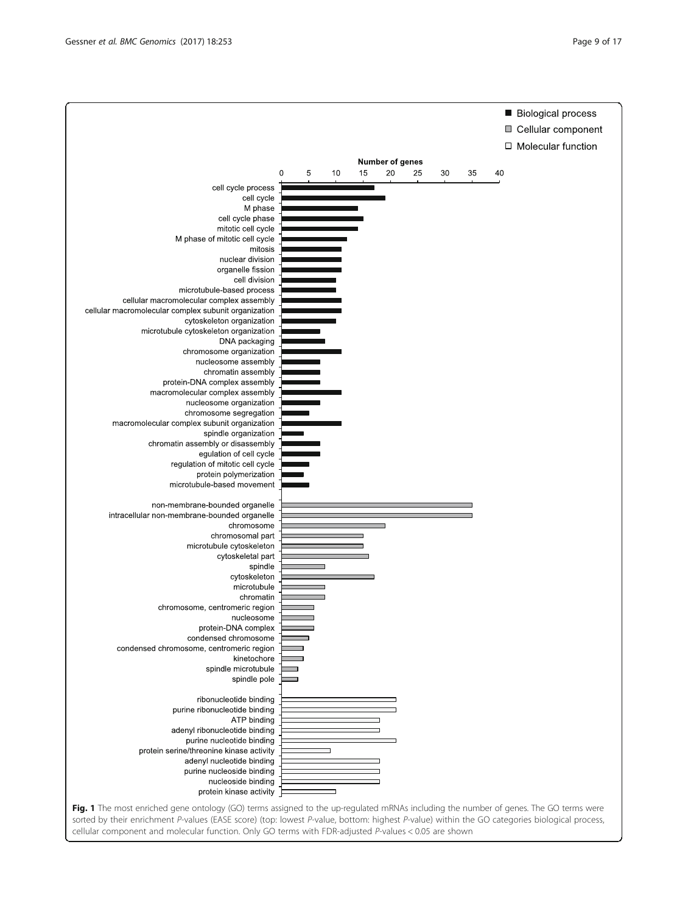**Fig. 1** The most enriched gene ontology (GO) terms assigned to the up-regulated mRNAs including the number of genes. The GO terms were sorted by their enrichment *P*-values (EASE score) (top: lowest *P*-value, bottom: highest *P*-value) within the GO categories biological process, cellular component and molecular function. Only GO terms with FDR-adjusted *P*-values < 0.05 are shown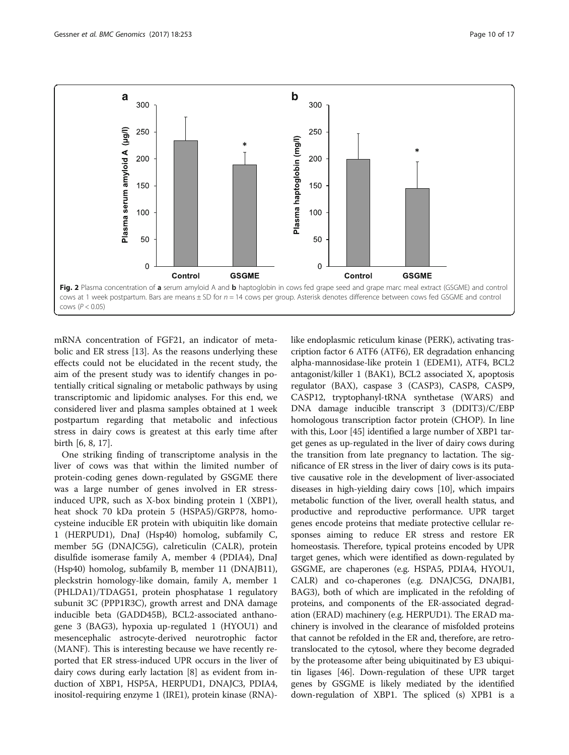Fig. 2 Plasma concentration of **a** serum amyloid A and **b** haptoglobin in cows fed grape seed and grape marc meal extract (GSGME) and control cows at 1 week postpartum. Bars are means ± SD for $n = 14$ cows per group. Asterisk denotes difference between cows fed GSGME and control cows ($P < 0.05$)

mRNA concentration of FGF21, an indicator of metabolic and ER stress [13]. As the reasons underlying these effects could not be elucidated in the recent study, the aim of the present study was to identify changes in potentially critical signaling or metabolic pathways by using transcriptomic and lipidomic analyses. For this end, we considered liver and plasma samples obtained at 1 week postpartum regarding that metabolic and infectious stress in dairy cows is greatest at this early time after birth [6, 8, 17].

One striking finding of transcriptome analysis in the liver of cows was that within the limited number of protein-coding genes down-regulated by GSGME there was a large number of genes involved in ER stress-induced UPR, such as X-box binding protein 1 (XBP1), heat shock 70 kDa protein 5 (HSPA5)/GRP78, homocysteine inducible ER protein with ubiquitin like domain 1 (HERPUD1), DnaJ (Hsp40) homolog, subfamily C, member 5G (DNAJC5G), calreticulin (CALR), protein disulfide isomerase family A, member 4 (PDIA4), DnaJ (Hsp40) homolog, subfamily B, member 11 (DNAJB11), pleckstrin homology-like domain, family A, member 1 (PHLDA1)/TDAG51, protein phosphatase 1 regulatory subunit 3C (PPP1R3C), growth arrest and DNA damage inducible beta (GADD45B), BCL2-associated anthanogene 3 (BAG3), hypoxia up-regulated 1 (HYOU1) and mesencephalic astrocyte-derived neurotrophic factor (MANF). This is interesting because we have recently reported that ER stress-induced UPR occurs in the liver of dairy cows during early lactation [8] as evident from induction of XBP1, HSP5A, HERPUD1, DNAJC3, PDIA4, inositol-requiring enzyme 1 (IRE1), protein kinase (RNA)-like endoplasmic reticulum kinase (PERK), activating trascription factor 6 ATF6 (ATF6), ER degradation enhancing alpha-mannosidase-like protein 1 (EDEM1), ATF4, BCL2 antagonist/killer 1 (BAK1), BCL2 associated X, apoptosis regulator (BAX), caspase 3 (CASP3), CASP8, CASP9, CASP12, tryptophanyl-tRNA synthetase (WARS) and DNA damage inducible transcript 3 (DDIT3)/C/EBP homologous transcription factor protein (CHOP). In line with this, Loor [45] identified a large number of XBP1 target genes as up-regulated in the liver of dairy cows during the transition from late pregnancy to lactation. The significance of ER stress in the liver of dairy cows is its putative causative role in the development of liver-associated diseases in high-yielding dairy cows [10], which impairs metabolic function of the liver, overall health status, and productive and reproductive performance. UPR target genes encode proteins that mediate protective cellular responses aiming to reduce ER stress and restore ER homeostasis. Therefore, typical proteins encoded by UPR target genes, which were identified as down-regulated by GSGME, are chaperones (e.g. HSPA5, PDIA4, HYOU1, CALR) and co-chaperones (e.g. DNAJC5G, DNAJB1, BAG3), both of which are implicated in the refolding of proteins, and components of the ER-associated degradation (ERAD) machinery (e.g. HERPUD1). The ERAD machinery is involved in the clearance of misfolded proteins that cannot be refolded in the ER and, therefore, are retrotranslocated to the cytosol, where they become degraded by the proteasome after being ubiquitinated by E3 ubiquitin ligases [46]. Down-regulation of these UPR target genes by GSGME is likely mediated by the identified down-regulation of XBP1. The spliced (s) XPB1 is a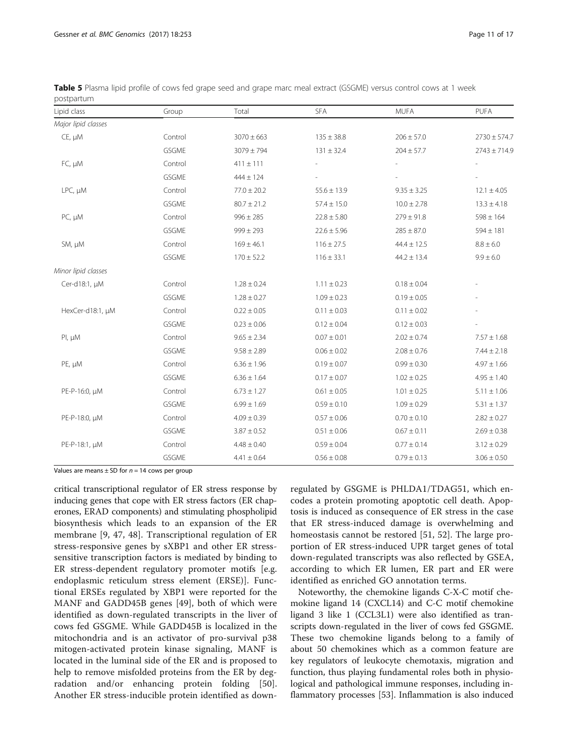**Table 5** Plasma lipid profile of cows fed grape seed and grape marc meal extract (GSGME) versus control cows at 1 week postpartum

| Lipid class | Group | Total | SFA | MUFA | PUFA |
|---|---|---|---|---|---|
| *Major lipid classes* | | | | | |
| CE, μM | Control | 3070 ± 663 | 135 ± 38.8 | 206 ± 57.0 | 2730 ± 574.7 |
| | GSGME | 3079 ± 794 | 131 ± 32.4 | 204 ± 57.7 | 2743 ± 714.9 |
| FC, μM | Control | 411 ± 111 | - | - | - |
| | GSGME | 444 ± 124 | - | - | - |
| LPC, μM | Control | 77.0 ± 20.2 | 55.6 ± 13.9 | 9.35 ± 3.25 | 12.1 ± 4.05 |
| | GSGME | 80.7 ± 21.2 | 57.4 ± 15.0 | 10.0 ± 2.78 | 13.3 ± 4.18 |
| PC, μM | Control | 996 ± 285 | 22.8 ± 5.80 | 279 ± 91.8 | 598 ± 164 |
| | GSGME | 999 ± 293 | 22.6 ± 5.96 | 285 ± 87.0 | 594 ± 181 |
| SM, μM | Control | 169 ± 46.1 | 116 ± 27.5 | 44.4 ± 12.5 | 8.8 ± 6.0 |
| | GSGME | 170 ± 52.2 | 116 ± 33.1 | 44.2 ± 13.4 | 9.9 ± 6.0 |
| *Minor lipid classes* | | | | | |
| Cer-d18:1, μM | Control | 1.28 ± 0.24 | 1.11 ± 0.23 | 0.18 ± 0.04 | - |
| | GSGME | 1.28 ± 0.27 | 1.09 ± 0.23 | 0.19 ± 0.05 | - |
| HexCer-d18:1, μM | Control | 0.22 ± 0.05 | 0.11 ± 0.03 | 0.11 ± 0.02 | - |
| | GSGME | 0.23 ± 0.06 | 0.12 ± 0.04 | 0.12 ± 0.03 | - |
| PI, μM | Control | 9.65 ± 2.34 | 0.07 ± 0.01 | 2.02 ± 0.74 | 7.57 ± 1.68 |
| | GSGME | 9.58 ± 2.89 | 0.06 ± 0.02 | 2.08 ± 0.76 | 7.44 ± 2.18 |
| PE, μM | Control | 6.36 ± 1.96 | 0.19 ± 0.07 | 0.99 ± 0.30 | 4.97 ± 1.66 |
| | GSGME | 6.36 ± 1.64 | 0.17 ± 0.07 | 1.02 ± 0.25 | 4.95 ± 1.40 |
| PE-P-16:0, μM | Control | 6.73 ± 1.27 | 0.61 ± 0.05 | 1.01 ± 0.25 | 5.11 ± 1.06 |
| | GSGME | 6.99 ± 1.69 | 0.59 ± 0.10 | 1.09 ± 0.29 | 5.31 ± 1.37 |
| PE-P-18:0, μM | Control | 4.09 ± 0.39 | 0.57 ± 0.06 | 0.70 ± 0.10 | 2.82 ± 0.27 |
| | GSGME | 3.87 ± 0.52 | 0.51 ± 0.06 | 0.67 ± 0.11 | 2.69 ± 0.38 |
| PE-P-18:1, μM | Control | 4.48 ± 0.40 | 0.59 ± 0.04 | 0.77 ± 0.14 | 3.12 ± 0.29 |
| | GSGME | 4.41 ± 0.64 | 0.56 ± 0.08 | 0.79 ± 0.13 | 3.06 ± 0.50 |

Values are means ± SD for $n = 14$ cows per group

critical transcriptional regulator of ER stress response by inducing genes that cope with ER stress factors (ER chaperones, ERAD components) and stimulating phospholipid biosynthesis which leads to an expansion of the ER membrane [9, 47, 48]. Transcriptional regulation of ER stress-responsive genes by sXBP1 and other ER stress-sensitive transcription factors is mediated by binding to ER stress-dependent regulatory promoter motifs [e.g. endoplasmic reticulum stress element (ERSE)]. Functional ERSEs regulated by XBP1 were reported for the MANF and GADD45B genes [49], both of which were identified as down-regulated transcripts in the liver of cows fed GSGME. While GADD45B is localized in the mitochondria and is an activator of pro-survival p38 mitogen-activated protein kinase signaling, MANF is located in the luminal side of the ER and is proposed to help to remove misfolded proteins from the ER by degradation and/or enhancing protein folding [50]. Another ER stress-inducible protein identified as down-regulated by GSGME is PHLDA1/TDAG51, which encodes a protein promoting apoptotic cell death. Apoptosis is induced as consequence of ER stress in the case that ER stress-induced damage is overwhelming and homeostasis cannot be restored [51, 52]. The large proportion of ER stress-induced UPR target genes of total down-regulated transcripts was also reflected by GSEA, according to which ER lumen, ER part and ER were identified as enriched GO annotation terms.

Noteworthy, the chemokine ligands C-X-C motif chemokine ligand 14 (CXCL14) and C-C motif chemokine ligand 3 like 1 (CCL3L1) were also identified as transcripts down-regulated in the liver of cows fed GSGME. These two chemokine ligands belong to a family of about 50 chemokines which as a common feature are key regulators of leukocyte chemotaxis, migration and function, thus playing fundamental roles both in physiological and pathological immune responses, including inflammatory processes [53]. Inflammation is also induced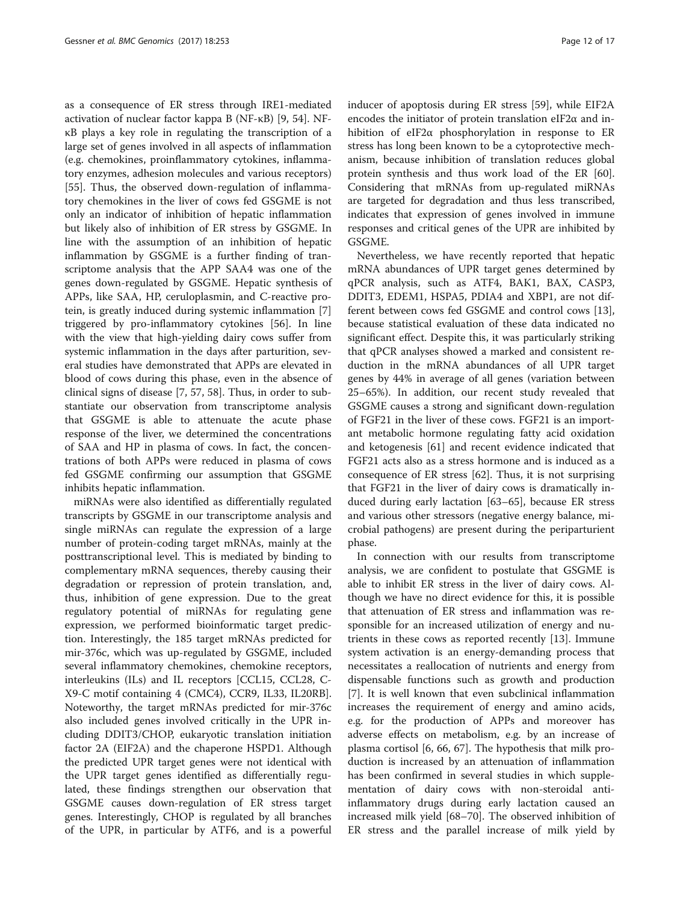as a consequence of ER stress through IRE1-mediated activation of nuclear factor kappa B (NF-κB) [9, 54]. NF-κB plays a key role in regulating the transcription of a large set of genes involved in all aspects of inflammation (e.g. chemokines, proinflammatory cytokines, inflammatory enzymes, adhesion molecules and various receptors) [55]. Thus, the observed down-regulation of inflammatory chemokines in the liver of cows fed GSGME is not only an indicator of inhibition of hepatic inflammation but likely also of inhibition of ER stress by GSGME. In line with the assumption of an inhibition of hepatic inflammation by GSGME is a further finding of transcriptome analysis that the APP SAA4 was one of the genes down-regulated by GSGME. Hepatic synthesis of APPs, like SAA, HP, ceruloplasmin, and C-reactive protein, is greatly induced during systemic inflammation [7] triggered by pro-inflammatory cytokines [56]. In line with the view that high-yielding dairy cows suffer from systemic inflammation in the days after parturition, several studies have demonstrated that APPs are elevated in blood of cows during this phase, even in the absence of clinical signs of disease [7, 57, 58]. Thus, in order to substantiate our observation from transcriptome analysis that GSGME is able to attenuate the acute phase response of the liver, we determined the concentrations of SAA and HP in plasma of cows. In fact, the concentrations of both APPs were reduced in plasma of cows fed GSGME confirming our assumption that GSGME inhibits hepatic inflammation.

miRNAs were also identified as differentially regulated transcripts by GSGME in our transcriptome analysis and single miRNAs can regulate the expression of a large number of protein-coding target mRNAs, mainly at the posttranscriptional level. This is mediated by binding to complementary mRNA sequences, thereby causing their degradation or repression of protein translation, and, thus, inhibition of gene expression. Due to the great regulatory potential of miRNAs for regulating gene expression, we performed bioinformatic target prediction. Interestingly, the 185 target mRNAs predicted for mir-376c, which was up-regulated by GSGME, included several inflammatory chemokines, chemokine receptors, interleukins (ILs) and IL receptors [CCL15, CCL28, C-X9-C motif containing 4 (CMC4), CCR9, IL33, IL20RB]. Noteworthy, the target mRNAs predicted for mir-376c also included genes involved critically in the UPR including DDIT3/CHOP, eukaryotic translation initiation factor 2A (EIF2A) and the chaperone HSPD1. Although the predicted UPR target genes were not identical with the UPR target genes identified as differentially regulated, these findings strengthen our observation that GSGME causes down-regulation of ER stress target genes. Interestingly, CHOP is regulated by all branches of the UPR, in particular by ATF6, and is a powerful inducer of apoptosis during ER stress [59], while EIF2A encodes the initiator of protein translation eIF2α and inhibition of eIF2α phosphorylation in response to ER stress has long been known to be a cytoprotective mechanism, because inhibition of translation reduces global protein synthesis and thus work load of the ER [60]. Considering that mRNAs from up-regulated miRNAs are targeted for degradation and thus less transcribed, indicates that expression of genes involved in immune responses and critical genes of the UPR are inhibited by GSGME.

Nevertheless, we have recently reported that hepatic mRNA abundances of UPR target genes determined by qPCR analysis, such as ATF4, BAK1, BAX, CASP3, DDIT3, EDEM1, HSPA5, PDIA4 and XBP1, are not different between cows fed GSGME and control cows [13], because statistical evaluation of these data indicated no significant effect. Despite this, it was particularly striking that qPCR analyses showed a marked and consistent reduction in the mRNA abundances of all UPR target genes by 44% in average of all genes (variation between 25–65%). In addition, our recent study revealed that GSGME causes a strong and significant down-regulation of FGF21 in the liver of these cows. FGF21 is an important metabolic hormone regulating fatty acid oxidation and ketogenesis [61] and recent evidence indicated that FGF21 acts also as a stress hormone and is induced as a consequence of ER stress [62]. Thus, it is not surprising that FGF21 in the liver of dairy cows is dramatically induced during early lactation [63–65], because ER stress and various other stressors (negative energy balance, microbial pathogens) are present during the periparturient phase.

In connection with our results from transcriptome analysis, we are confident to postulate that GSGME is able to inhibit ER stress in the liver of dairy cows. Although we have no direct evidence for this, it is possible that attenuation of ER stress and inflammation was responsible for an increased utilization of energy and nutrients in these cows as reported recently [13]. Immune system activation is an energy-demanding process that necessitates a reallocation of nutrients and energy from dispensable functions such as growth and production [7]. It is well known that even subclinical inflammation increases the requirement of energy and amino acids, e.g. for the production of APPs and moreover has adverse effects on metabolism, e.g. by an increase of plasma cortisol [6, 66, 67]. The hypothesis that milk production is increased by an attenuation of inflammation has been confirmed in several studies in which supplementation of dairy cows with non-steroidal anti-inflammatory drugs during early lactation caused an increased milk yield [68–70]. The observed inhibition of ER stress and the parallel increase of milk yield by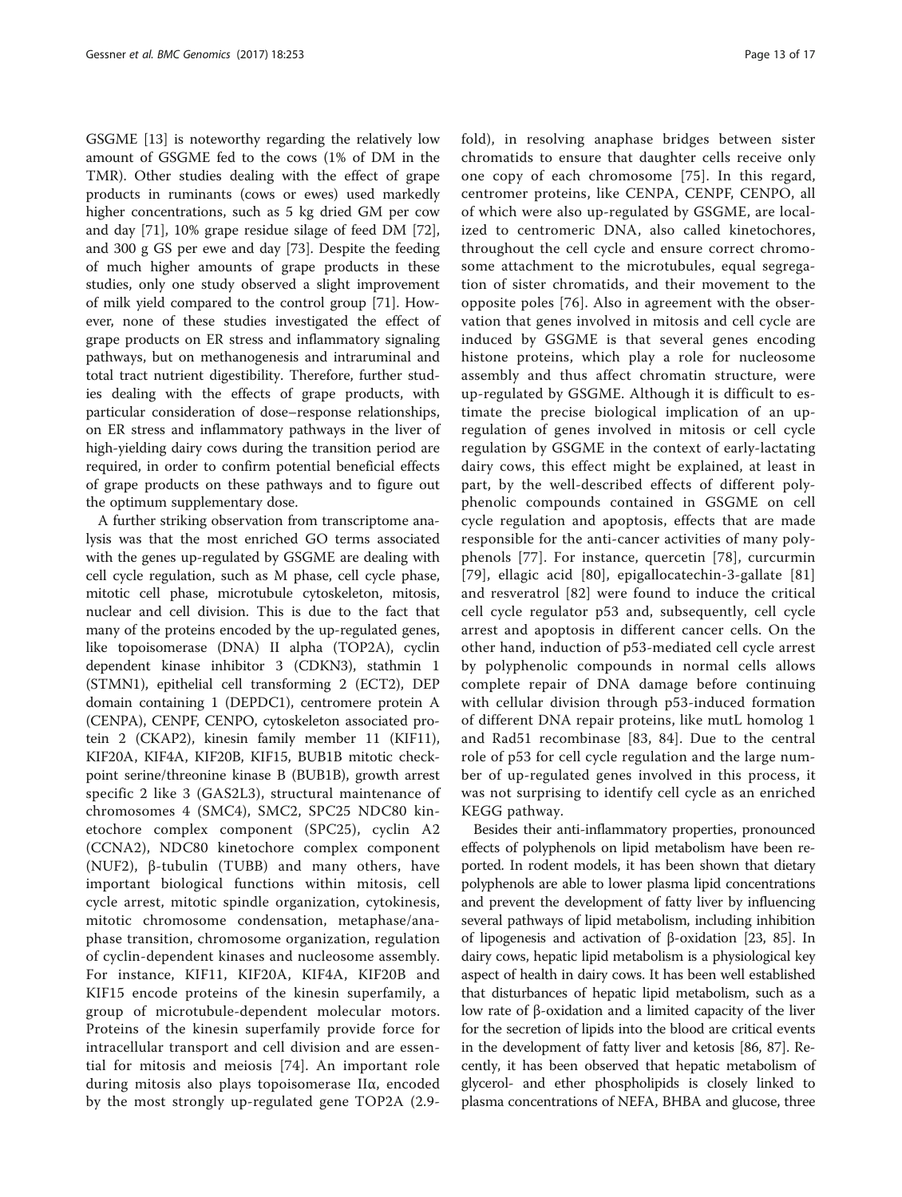GSGME [13] is noteworthy regarding the relatively low amount of GSGME fed to the cows (1% of DM in the TMR). Other studies dealing with the effect of grape products in ruminants (cows or ewes) used markedly higher concentrations, such as 5 kg dried GM per cow and day [71], 10% grape residue silage of feed DM [72], and 300 g GS per ewe and day [73]. Despite the feeding of much higher amounts of grape products in these studies, only one study observed a slight improvement of milk yield compared to the control group [71]. However, none of these studies investigated the effect of grape products on ER stress and inflammatory signaling pathways, but on methanogenesis and intraruminal and total tract nutrient digestibility. Therefore, further studies dealing with the effects of grape products, with particular consideration of dose–response relationships, on ER stress and inflammatory pathways in the liver of high-yielding dairy cows during the transition period are required, in order to confirm potential beneficial effects of grape products on these pathways and to figure out the optimum supplementary dose.

A further striking observation from transcriptome analysis was that the most enriched GO terms associated with the genes up-regulated by GSGME are dealing with cell cycle regulation, such as M phase, cell cycle phase, mitotic cell phase, microtubule cytoskeleton, mitosis, nuclear and cell division. This is due to the fact that many of the proteins encoded by the up-regulated genes, like topoisomerase (DNA) II alpha (TOP2A), cyclin dependent kinase inhibitor 3 (CDKN3), stathmin 1 (STMN1), epithelial cell transforming 2 (ECT2), DEP domain containing 1 (DEPDC1), centromere protein A (CENPA), CENPF, CENPO, cytoskeleton associated protein 2 (CKAP2), kinesin family member 11 (KIF11), KIF20A, KIF4A, KIF20B, KIF15, BUB1B mitotic checkpoint serine/threonine kinase B (BUB1B), growth arrest specific 2 like 3 (GAS2L3), structural maintenance of chromosomes 4 (SMC4), SMC2, SPC25 NDC80 kinetochore complex component (SPC25), cyclin A2 (CCNA2), NDC80 kinetochore complex component (NUF2), β-tubulin (TUBB) and many others, have important biological functions within mitosis, cell cycle arrest, mitotic spindle organization, cytokinesis, mitotic chromosome condensation, metaphase/anaphase transition, chromosome organization, regulation of cyclin-dependent kinases and nucleosome assembly. For instance, KIF11, KIF20A, KIF4A, KIF20B and KIF15 encode proteins of the kinesin superfamily, a group of microtubule-dependent molecular motors. Proteins of the kinesin superfamily provide force for intracellular transport and cell division and are essential for mitosis and meiosis [74]. An important role during mitosis also plays topoisomerase IIα, encoded by the most strongly up-regulated gene TOP2A (2.9-fold), in resolving anaphase bridges between sister chromatids to ensure that daughter cells receive only one copy of each chromosome [75]. In this regard, centromer proteins, like CENPA, CENPF, CENPO, all of which were also up-regulated by GSGME, are localized to centromeric DNA, also called kinetochores, throughout the cell cycle and ensure correct chromosome attachment to the microtubules, equal segregation of sister chromatids, and their movement to the opposite poles [76]. Also in agreement with the observation that genes involved in mitosis and cell cycle are induced by GSGME is that several genes encoding histone proteins, which play a role for nucleosome assembly and thus affect chromatin structure, were up-regulated by GSGME. Although it is difficult to estimate the precise biological implication of an up-regulation of genes involved in mitosis or cell cycle regulation by GSGME in the context of early-lactating dairy cows, this effect might be explained, at least in part, by the well-described effects of different polyphenolic compounds contained in GSGME on cell cycle regulation and apoptosis, effects that are made responsible for the anti-cancer activities of many polyphenols [77]. For instance, quercetin [78], curcurmin [79], ellagic acid [80], epigallocatechin-3-gallate [81] and resveratrol [82] were found to induce the critical cell cycle regulator p53 and, subsequently, cell cycle arrest and apoptosis in different cancer cells. On the other hand, induction of p53-mediated cell cycle arrest by polyphenolic compounds in normal cells allows complete repair of DNA damage before continuing with cellular division through p53-induced formation of different DNA repair proteins, like mutL homolog 1 and Rad51 recombinase [83, 84]. Due to the central role of p53 for cell cycle regulation and the large number of up-regulated genes involved in this process, it was not surprising to identify cell cycle as an enriched KEGG pathway.

Besides their anti-inflammatory properties, pronounced effects of polyphenols on lipid metabolism have been reported. In rodent models, it has been shown that dietary polyphenols are able to lower plasma lipid concentrations and prevent the development of fatty liver by influencing several pathways of lipid metabolism, including inhibition of lipogenesis and activation of β-oxidation [23, 85]. In dairy cows, hepatic lipid metabolism is a physiological key aspect of health in dairy cows. It has been well established that disturbances of hepatic lipid metabolism, such as a low rate of β-oxidation and a limited capacity of the liver for the secretion of lipids into the blood are critical events in the development of fatty liver and ketosis [86, 87]. Recently, it has been observed that hepatic metabolism of glycerol- and ether phospholipids is closely linked to plasma concentrations of NEFA, BHBA and glucose, three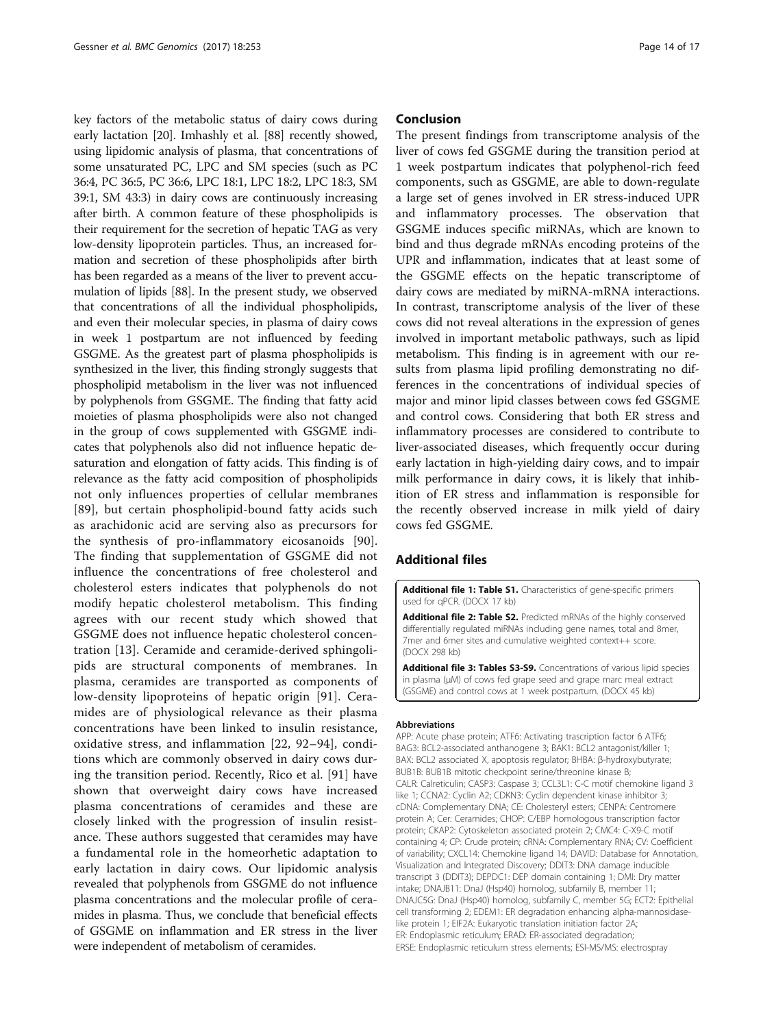key factors of the metabolic status of dairy cows during early lactation [20]. Imhashly et al. [88] recently showed, using lipidomic analysis of plasma, that concentrations of some unsaturated PC, LPC and SM species (such as PC 36:4, PC 36:5, PC 36:6, LPC 18:1, LPC 18:2, LPC 18:3, SM 39:1, SM 43:3) in dairy cows are continuously increasing after birth. A common feature of these phospholipids is their requirement for the secretion of hepatic TAG as very low-density lipoprotein particles. Thus, an increased formation and secretion of these phospholipids after birth has been regarded as a means of the liver to prevent accumulation of lipids [88]. In the present study, we observed that concentrations of all the individual phospholipids, and even their molecular species, in plasma of dairy cows in week 1 postpartum are not influenced by feeding GSGME. As the greatest part of plasma phospholipids is synthesized in the liver, this finding strongly suggests that phospholipid metabolism in the liver was not influenced by polyphenols from GSGME. The finding that fatty acid moieties of plasma phospholipids were also not changed in the group of cows supplemented with GSGME indicates that polyphenols also did not influence hepatic desaturation and elongation of fatty acids. This finding is of relevance as the fatty acid composition of phospholipids not only influences properties of cellular membranes [89], but certain phospholipid-bound fatty acids such as arachidonic acid are serving also as precursors for the synthesis of pro-inflammatory eicosanoids [90]. The finding that supplementation of GSGME did not influence the concentrations of free cholesterol and cholesterol esters indicates that polyphenols do not modify hepatic cholesterol metabolism. This finding agrees with our recent study which showed that GSGME does not influence hepatic cholesterol concentration [13]. Ceramide and ceramide-derived sphingolipids are structural components of membranes. In plasma, ceramides are transported as components of low-density lipoproteins of hepatic origin [91]. Ceramides are of physiological relevance as their plasma concentrations have been linked to insulin resistance, oxidative stress, and inflammation [22, 92–94], conditions which are commonly observed in dairy cows during the transition period. Recently, Rico et al. [91] have shown that overweight dairy cows have increased plasma concentrations of ceramides and these are closely linked with the progression of insulin resistance. These authors suggested that ceramides may have a fundamental role in the homeorhetic adaptation to early lactation in dairy cows. Our lipidomic analysis revealed that polyphenols from GSGME do not influence plasma concentrations and the molecular profile of ceramides in plasma. Thus, we conclude that beneficial effects of GSGME on inflammation and ER stress in the liver were independent of metabolism of ceramides.

## Conclusion

The present findings from transcriptome analysis of the liver of cows fed GSGME during the transition period at 1 week postpartum indicates that polyphenol-rich feed components, such as GSGME, are able to down-regulate a large set of genes involved in ER stress-induced UPR and inflammatory processes. The observation that GSGME induces specific miRNAs, which are known to bind and thus degrade mRNAs encoding proteins of the UPR and inflammation, indicates that at least some of the GSGME effects on the hepatic transcriptome of dairy cows are mediated by miRNA-mRNA interactions. In contrast, transcriptome analysis of the liver of these cows did not reveal alterations in the expression of genes involved in important metabolic pathways, such as lipid metabolism. This finding is in agreement with our results from plasma lipid profiling demonstrating no differences in the concentrations of individual species of major and minor lipid classes between cows fed GSGME and control cows. Considering that both ER stress and inflammatory processes are considered to contribute to liver-associated diseases, which frequently occur during early lactation in high-yielding dairy cows, and to impair milk performance in dairy cows, it is likely that inhibition of ER stress and inflammation is responsible for the recently observed increase in milk yield of dairy cows fed GSGME.

## Additional files

**Additional file 1: Table S1.** Characteristics of gene-specific primers used for qPCR. (DOCX 17 kb)

**Additional file 2: Table S2.** Predicted mRNAs of the highly conserved differentially regulated miRNAs including gene names, total and 8mer, 7mer and 6mer sites and cumulative weighted context++ score. (DOCX 298 kb)

**Additional file 3: Tables S3-S9.** Concentrations of various lipid species in plasma (μM) of cows fed grape seed and grape marc meal extract (GSGME) and control cows at 1 week postpartum. (DOCX 45 kb)

#### Abbreviations

APP: Acute phase protein; ATF6: Activating trascription factor 6 ATF6; BAG3: BCL2-associated anthanogene 3; BAK1: BCL2 antagonist/killer 1; BAX: BCL2 associated X, apoptosis regulator; BHBA: β-hydroxybutyrate; BUB1B: BUB1B mitotic checkpoint serine/threonine kinase B; CALR: Calreticulin; CASP3: Caspase 3; CCL3L1: C-C motif chemokine ligand 3 like 1; CCNA2: Cyclin A2; CDKN3: Cyclin dependent kinase inhibitor 3; cDNA: Complementary DNA; CE: Cholesteryl esters; CENPA: Centromere protein A; Cer: Ceramides; CHOP: C/EBP homologous transcription factor protein; CKAP2: Cytoskeleton associated protein 2; CMC4: C-X9-C motif containing 4; CP: Crude protein; cRNA: Complementary RNA; CV: Coefficient of variability; CXCL14: Chemokine ligand 14; DAVID: Database for Annotation, Visualization and Integrated Discovery; DDIT3: DNA damage inducible transcript 3 (DDIT3); DEPDC1: DEP domain containing 1; DMI: Dry matter intake; DNAJB11: DnaJ (Hsp40) homolog, subfamily B, member 11; DNAJC5G: DnaJ (Hsp40) homolog, subfamily C, member 5G; ECT2: Epithelial cell transforming 2; EDEM1: ER degradation enhancing alpha-mannosidase-like protein 1; EIF2A: Eukaryotic translation initiation factor 2A; ER: Endoplasmic reticulum; ERAD: ER-associated degradation; ERSE: Endoplasmic reticulum stress elements; ESI-MS/MS: electrospray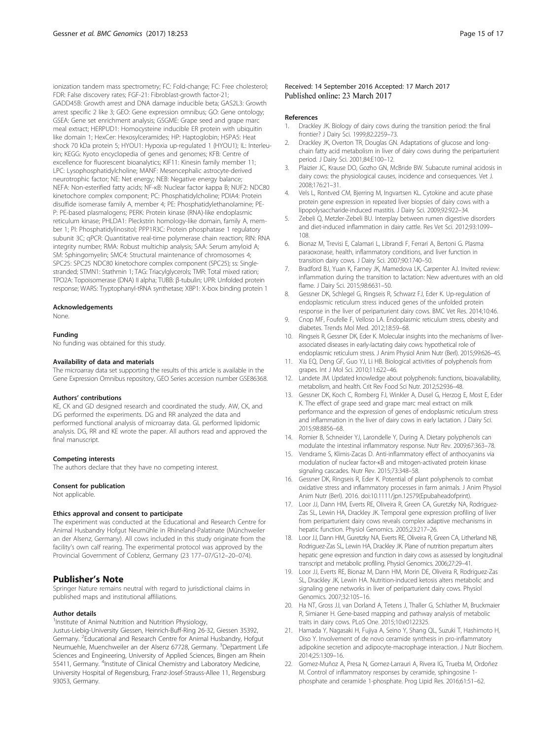ionization tandem mass spectrometry; FC: Fold-change; FC: Free cholesterol; FDR: False discovery rates; FGF-21: Fibroblast-growth factor-21; GADD45B: Growth arrest and DNA damage inducible beta; GAS2L3: Growth arrest specific 2 like 3; GEO: Gene expression omnibus; GO: Gene ontology; GSEA: Gene set enrichment analysis; GSGME: Grape seed and grape marc meal extract; HERPUD1: Homocysteine inducible ER protein with ubiquitin like domain 1; HexCer: Hexosylceramides; HP: Haptoglobin; HSPA5: Heat shock 70 kDa protein 5; HYOU1: Hypoxia up-regulated 1 (HYOU1); IL: Interleukin; KEGG: Kyoto encyclopedia of genes and genomes; KFB: Centre of excellence for fluorescent bioanalytics; KIF11: Kinesin family member 11; LPC: Lysophosphatidylcholine; MANF: Mesencephalic astrocyte-derived neurotrophic factor; NE: Net energy; NEB: Negative energy balance; NEFA: Non-esterified fatty acids; NF-κB: Nuclear factor kappa B; NUF2: NDC80 kinetochore complex component; PC: Phosphatidylcholine; PDIA4: Protein disulfide isomerase family A, member 4; PE: Phosphatidylethanolamine; PE-P: PE-based plasmalogens; PERK: Protein kinase (RNA)-like endoplasmic reticulum kinase; PHLDA1: Pleckstrin homology-like domain, family A, member 1; PI: Phosphatidylinositol; PPP1R3C: Protein phosphatase 1 regulatory subunit 3C; qPCR: Quantitative real-time polymerase chain reaction; RIN: RNA integrity number; RMA: Robust multichip analysis; SAA: Serum amyloid A; SM: Sphingomyelin; SMC4: Structural maintenance of chromosomes 4; SPC25: SPC25 NDC80 kinetochore complex component (SPC25); ss: Single-stranded; STMN1: Stathmin 1; TAG: Triacylglycerols; TMR: Total mixed ration; TPO2A: Topoisomerase (DNA) II alpha; TUBB: β-tubulin; UPR: Unfolded protein response; WARS: Tryptophanyl-tRNA synthetase; XBP1: X-box binding protein 1

## Acknowledgements

None.

## Funding

No funding was obtained for this study.

## Availability of data and materials

The microarray data set supporting the results of this article is available in the Gene Expression Omnibus repository, GEO Series accession number GSE86368.

## Authors' contributions

KE, CK and GD designed research and coordinated the study. AW, CK, and DG performed the experiments. DG and RR analyzed the data and performed functional analysis of microarray data. GL performed lipidomic analysis. DG, RR and KE wrote the paper. All authors read and approved the final manuscript.

## Competing interests

The authors declare that they have no competing interest.

## Consent for publication

Not applicable.

## Ethics approval and consent to participate

The experiment was conducted at the Educational and Research Centre for Animal Husbandry Hofgut Neumühle in Rhineland-Palatinate (Münchweiler an der Alsenz, Germany). All cows included in this study originate from the facility's own calf rearing. The experimental protocol was approved by the Provincial Government of Coblenz, Germany (23 177–07/G12–20–074).

## Publisher's Note

Springer Nature remains neutral with regard to jurisdictional claims in published maps and institutional affiliations.

## Author details

[1]Institute of Animal Nutrition and Nutrition Physiology, Justus-Liebig-University Giessen, Heinrich-Buff-Ring 26-32, Giessen 35392, Germany. [2]Educational and Research Centre for Animal Husbandry, Hofgut Neumuehle, Muenchweiler an der Alsenz 67728, Germany. [3]Department Life Sciences and Engineering, University of Applied Sciences, Bingen am Rhein 55411, Germany. [4]Institute of Clinical Chemistry and Laboratory Medicine, University Hospital of Regensburg, Franz-Josef-Strauss-Allee 11, Regensburg 93053, Germany.

Received: 14 September 2016 Accepted: 17 March 2017
Published online: 23 March 2017

## References

1. Drackley JK. Biology of dairy cows during the transition period: the final frontier? J Dairy Sci. 1999;82:2259–73.
2. Drackley JK, Overton TR, Douglas GN. Adaptations of glucose and long-chain fatty acid metabolism in liver of dairy cows during the periparturient period. J Dairy Sci. 2001;84:E100–12.
3. Plaizier JC, Krause DO, Gozho GN, McBride BW. Subacute ruminal acidosis in dairy cows: the physiological causes, incidence and consequences. Vet J. 2008;176:21–31.
4. Vels L, Rontved CM, Bjerring M, Ingvartsen KL. Cytokine and acute phase protein gene expression in repeated liver biopsies of dairy cows with a lipopolysaccharide-induced mastitis. J Dairy Sci. 2009;92:922–34.
5. Zebeli Q, Metzler-Zebeli BU. Interplay between rumen digestive disorders and diet-induced inflammation in dairy cattle. Res Vet Sci. 2012;93:1099–108.
6. Bionaz M, Trevisi E, Calamari L, Librandi F, Ferrari A, Bertoni G. Plasma paraoxonase, health, inflammatory conditions, and liver function in transition dairy cows. J Dairy Sci. 2007;90:1740–50.
7. Bradford BJ, Yuan K, Farney JK, Mamedova LK, Carpenter AJ. Invited review: inflammation during the transition to lactation: New adventures with an old flame. J Dairy Sci. 2015;98:6631–50.
8. Gessner DK, Schlegel G, Ringseis R, Schwarz FJ, Eder K. Up-regulation of endoplasmic reticulum stress induced genes of the unfolded protein response in the liver of periparturient dairy cows. BMC Vet Res. 2014;10:46.
9. Cnop MF, Foufelle F, Velloso LA. Endoplasmic reticulum stress, obesity and diabetes. Trends Mol Med. 2012;18:59–68.
10. Ringseis R, Gessner DK, Eder K. Molecular insights into the mechanisms of liver-associated diseases in early-lactating dairy cows: hypothetical role of endoplasmic reticulum stress. J Anim Physiol Anim Nutr (Berl). 2015;99:626–45.
11. Xia EQ, Deng GF, Guo YJ, Li HB. Biological activities of polyphenols from grapes. Int J Mol Sci. 2010;11:622–46.
12. Landete JM. Updated knowledge about polyphenols: functions, bioavailability, metabolism, and health. Crit Rev Food Sci Nutr. 2012;52:936–48.
13. Gessner DK, Koch C, Romberg FJ, Winkler A, Dusel G, Herzog E, Most E, Eder K. The effect of grape seed and grape marc meal extract on milk performance and the expression of genes of endoplasmic reticulum stress and inflammation in the liver of dairy cows in early lactation. J Dairy Sci. 2015;98:8856–68.
14. Romier B, Schneider YJ, Larondelle Y, During A. Dietary polyphenols can modulate the intestinal inflammatory response. Nutr Rev. 2009;67:363–78.
15. Vendrame S, Klimis-Zacas D. Anti-inflammatory effect of anthocyanins via modulation of nuclear factor-κB and mitogen-activated protein kinase signaling cascades. Nutr Rev. 2015;73:348–58.
16. Gessner DK, Ringseis R, Eder K. Potential of plant polyphenols to combat oxidative stress and inflammatory processes in farm animals. J Anim Physiol Anim Nutr (Berl). 2016. doi:10.1111/jpn.12579(Epubaheadofprint).
17. Loor JJ, Dann HM, Everts RE, Oliveira R, Green CA, Guretzky NA, Rodriguez-Zas SL, Lewin HA, Drackley JK. Temporal gene expression profiling of liver from periparturient dairy cows reveals complex adaptive mechanisms in hepatic function. Physiol Genomics. 2005;23:217–26.
18. Loor JJ, Dann HM, Guretzky NA, Everts RE, Oliveira R, Green CA, Litherland NB, Rodriguez-Zas SL, Lewin HA, Drackley JK. Plane of nutrition prepartum alters hepatic gene expression and function in dairy cows as assessed by longitudinal transcript and metabolic profiling. Physiol Genomics. 2006;27:29–41.
19. Loor JJ, Everts RE, Bionaz M, Dann HM, Morin DE, Oliveira R, Rodriguez-Zas SL, Drackley JK, Lewin HA. Nutrition-induced ketosis alters metabolic and signaling gene networks in liver of periparturient dairy cows. Physiol Genomics. 2007;32:105–16.
20. Ha NT, Gross JJ, van Dorland A, Tetens J, Thaller G, Schlather M, Bruckmaier R, Simianer H. Gene-based mapping and pathway analysis of metabolic traits in dairy cows. PLoS One. 2015;10:e0122325.
21. Hamada Y, Nagasaki H, Fujiya A, Seino Y, Shang QL, Suzuki T, Hashimoto H, Oiso Y. Involvement of de novo ceramide synthesis in pro-inflammatory adipokine secretion and adipocyte-macrophage interaction. J Nutr Biochem. 2014;25:1309–16.
22. Gomez-Muñoz A, Presa N, Gomez-Larrauri A, Rivera IG, Trueba M, Ordoñez M. Control of inflammatory responses by ceramide, sphingosine 1-phosphate and ceramide 1-phosphate. Prog Lipid Res. 2016;61:51–62.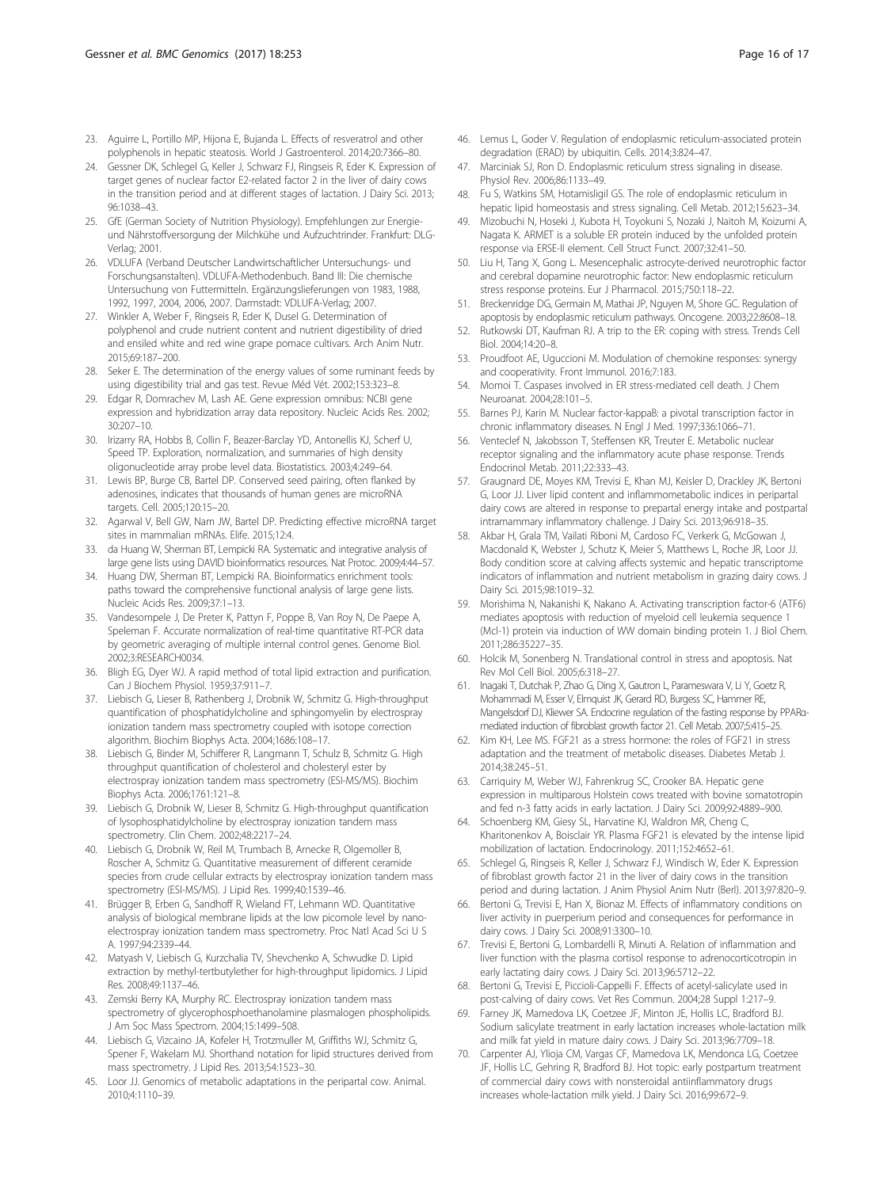23. Aguirre L, Portillo MP, Hijona E, Bujanda L. Effects of resveratrol and other polyphenols in hepatic steatosis. World J Gastroenterol. 2014;20:7366–80.
24. Gessner DK, Schlegel G, Keller J, Schwarz FJ, Ringseis R, Eder K. Expression of target genes of nuclear factor E2-related factor 2 in the liver of dairy cows in the transition period and at different stages of lactation. J Dairy Sci. 2013; 96:1038–43.
25. GfE (German Society of Nutrition Physiology). Empfehlungen zur Energie- und Nährstoffversorgung der Milchkühe und Aufzuchtrinder. Frankfurt: DLG-Verlag; 2001.
26. VDLUFA (Verband Deutscher Landwirtschaftlicher Untersuchungs- und Forschungsanstalten). VDLUFA-Methodenbuch. Band III: Die chemische Untersuchung von Futtermitteln. Ergänzungslieferungen von 1983, 1988, 1992, 1997, 2004, 2006, 2007. Darmstadt: VDLUFA-Verlag; 2007.
27. Winkler A, Weber F, Ringseis R, Eder K, Dusel G. Determination of polyphenol and crude nutrient content and nutrient digestibility of dried and ensiled white and red wine grape pomace cultivars. Arch Anim Nutr. 2015;69:187–200.
28. Seker E. The determination of the energy values of some ruminant feeds by using digestibility trial and gas test. Revue Méd Vét. 2002;153:323–8.
29. Edgar R, Domrachev M, Lash AE. Gene expression omnibus: NCBI gene expression and hybridization array data repository. Nucleic Acids Res. 2002; 30:207–10.
30. Irizarry RA, Hobbs B, Collin F, Beazer-Barclay YD, Antonellis KJ, Scherf U, Speed TP. Exploration, normalization, and summaries of high density oligonucleotide array probe level data. Biostatistics. 2003;4:249–64.
31. Lewis BP, Burge CB, Bartel DP. Conserved seed pairing, often flanked by adenosines, indicates that thousands of human genes are microRNA targets. Cell. 2005;120:15–20.
32. Agarwal V, Bell GW, Nam JW, Bartel DP. Predicting effective microRNA target sites in mammalian mRNAs. Elife. 2015;12:4.
33. da Huang W, Sherman BT, Lempicki RA. Systematic and integrative analysis of large gene lists using DAVID bioinformatics resources. Nat Protoc. 2009;4:44–57.
34. Huang DW, Sherman BT, Lempicki RA. Bioinformatics enrichment tools: paths toward the comprehensive functional analysis of large gene lists. Nucleic Acids Res. 2009;37:1–13.
35. Vandesompele J, De Preter K, Pattyn F, Poppe B, Van Roy N, De Paepe A, Speleman F. Accurate normalization of real-time quantitative RT-PCR data by geometric averaging of multiple internal control genes. Genome Biol. 2002;3:RESEARCH0034.
36. Bligh EG, Dyer WJ. A rapid method of total lipid extraction and purification. Can J Biochem Physiol. 1959;37:911–7.
37. Liebisch G, Lieser B, Rathenberg J, Drobnik W, Schmitz G. High-throughput quantification of phosphatidylcholine and sphingomyelin by electrospray ionization tandem mass spectrometry coupled with isotope correction algorithm. Biochim Biophys Acta. 2004;1686:108–17.
38. Liebisch G, Binder M, Schifferer R, Langmann T, Schulz B, Schmitz G. High throughput quantification of cholesterol and cholesteryl ester by electrospray ionization tandem mass spectrometry (ESI-MS/MS). Biochim Biophys Acta. 2006;1761:121–8.
39. Liebisch G, Drobnik W, Lieser B, Schmitz G. High-throughput quantification of lysophosphatidylcholine by electrospray ionization tandem mass spectrometry. Clin Chem. 2002;48:2217–24.
40. Liebisch G, Drobnik W, Reil M, Trumbach B, Arnecke R, Olgemoller B, Roscher A, Schmitz G. Quantitative measurement of different ceramide species from crude cellular extracts by electrospray ionization tandem mass spectrometry (ESI-MS/MS). J Lipid Res. 1999;40:1539–46.
41. Brügger B, Erben G, Sandhoff R, Wieland FT, Lehmann WD. Quantitative analysis of biological membrane lipids at the low picomole level by nano-electrospray ionization tandem mass spectrometry. Proc Natl Acad Sci U S A. 1997;94:2339–44.
42. Matyash V, Liebisch G, Kurzchalia TV, Shevchenko A, Schwudke D. Lipid extraction by methyl-tertbutylether for high-throughput lipidomics. J Lipid Res. 2008;49:1137–46.
43. Zemski Berry KA, Murphy RC. Electrospray ionization tandem mass spectrometry of glycerophosphoethanolamine plasmalogen phospholipids. J Am Soc Mass Spectrom. 2004;15:1499–508.
44. Liebisch G, Vizcaino JA, Kofeler H, Trotzmuller M, Griffiths WJ, Schmitz G, Spener F, Wakelam MJ. Shorthand notation for lipid structures derived from mass spectrometry. J Lipid Res. 2013;54:1523–30.
45. Loor JJ. Genomics of metabolic adaptations in the peripartal cow. Animal. 2010;4:1110–39.
46. Lemus L, Goder V. Regulation of endoplasmic reticulum-associated protein degradation (ERAD) by ubiquitin. Cells. 2014;3:824–47.
47. Marciniak SJ, Ron D. Endoplasmic reticulum stress signaling in disease. Physiol Rev. 2006;86:1133–49.
48. Fu S, Watkins SM, Hotamisligil GS. The role of endoplasmic reticulum in hepatic lipid homeostasis and stress signaling. Cell Metab. 2012;15:623–34.
49. Mizobuchi N, Hoseki J, Kubota H, Toyokuni S, Nozaki J, Naitoh M, Koizumi A, Nagata K. ARMET is a soluble ER protein induced by the unfolded protein response via ERSE-II element. Cell Struct Funct. 2007;32:41–50.
50. Liu H, Tang X, Gong L. Mesencephalic astrocyte-derived neurotrophic factor and cerebral dopamine neurotrophic factor: New endoplasmic reticulum stress response proteins. Eur J Pharmacol. 2015;750:118–22.
51. Breckenridge DG, Germain M, Mathai JP, Nguyen M, Shore GC. Regulation of apoptosis by endoplasmic reticulum pathways. Oncogene. 2003;22:8608–18.
52. Rutkowski DT, Kaufman RJ. A trip to the ER: coping with stress. Trends Cell Biol. 2004;14:20–8.
53. Proudfoot AE, Uguccioni M. Modulation of chemokine responses: synergy and cooperativity. Front Immunol. 2016;7:183.
54. Momoi T. Caspases involved in ER stress-mediated cell death. J Chem Neuroanat. 2004;28:101–5.
55. Barnes PJ, Karin M. Nuclear factor-kappaB: a pivotal transcription factor in chronic inflammatory diseases. N Engl J Med. 1997;336:1066–71.
56. Venteclef N, Jakobsson T, Steffensen KR, Treuter E. Metabolic nuclear receptor signaling and the inflammatory acute phase response. Trends Endocrinol Metab. 2011;22:333–43.
57. Graugnard DE, Moyes KM, Trevisi E, Khan MJ, Keisler D, Drackley JK, Bertoni G, Loor JJ. Liver lipid content and inflammometabolic indices in peripartal dairy cows are altered in response to prepartal energy intake and postpartal intramammary inflammatory challenge. J Dairy Sci. 2013;96:918–35.
58. Akbar H, Grala TM, Vailati Riboni M, Cardoso FC, Verkerk G, McGowan J, Macdonald K, Webster J, Schutz K, Meier S, Matthews L, Roche JR, Loor JJ. Body condition score at calving affects systemic and hepatic transcriptome indicators of inflammation and nutrient metabolism in grazing dairy cows. J Dairy Sci. 2015;98:1019–32.
59. Morishima N, Nakanishi K, Nakano A. Activating transcription factor-6 (ATF6) mediates apoptosis with reduction of myeloid cell leukemia sequence 1 (Mcl-1) protein via induction of WW domain binding protein 1. J Biol Chem. 2011;286:35227–35.
60. Holcik M, Sonenberg N. Translational control in stress and apoptosis. Nat Rev Mol Cell Biol. 2005;6:318–27.
61. Inagaki T, Dutchak P, Zhao G, Ding X, Gautron L, Parameswara V, Li Y, Goetz R, Mohammadi M, Esser V, Elmquist JK, Gerard RD, Burgess SC, Hammer RE, Mangelsdorf DJ, Kliewer SA. Endocrine regulation of the fasting response by PPARα-mediated induction of fibroblast growth factor 21. Cell Metab. 2007;5:415–25.
62. Kim KH, Lee MS. FGF21 as a stress hormone: the roles of FGF21 in stress adaptation and the treatment of metabolic diseases. Diabetes Metab J. 2014;38:245–51.
63. Carriquiry M, Weber WJ, Fahrenkrug SC, Crooker BA. Hepatic gene expression in multiparous Holstein cows treated with bovine somatotropin and fed n-3 fatty acids in early lactation. J Dairy Sci. 2009;92:4889–900.
64. Schoenberg KM, Giesy SL, Harvatine KJ, Waldron MR, Cheng C, Kharitonenkov A, Boisclair YR. Plasma FGF21 is elevated by the intense lipid mobilization of lactation. Endocrinology. 2011;152:4652–61.
65. Schlegel G, Ringseis R, Keller J, Schwarz FJ, Windisch W, Eder K. Expression of fibroblast growth factor 21 in the liver of dairy cows in the transition period and during lactation. J Anim Physiol Anim Nutr (Berl). 2013;97:820–9.
66. Bertoni G, Trevisi E, Han X, Bionaz M. Effects of inflammatory conditions on liver activity in puerperium period and consequences for performance in dairy cows. J Dairy Sci. 2008;91:3300–10.
67. Trevisi E, Bertoni G, Lombardelli R, Minuti A. Relation of inflammation and liver function with the plasma cortisol response to adrenocorticotropin in early lactating dairy cows. J Dairy Sci. 2013;96:5712–22.
68. Bertoni G, Trevisi E, Piccioli-Cappelli F. Effects of acetyl-salicylate used in post-calving of dairy cows. Vet Res Commun. 2004;28 Suppl 1:217–9.
69. Farney JK, Mamedova LK, Coetzee JF, Minton JE, Hollis LC, Bradford BJ. Sodium salicylate treatment in early lactation increases whole-lactation milk and milk fat yield in mature dairy cows. J Dairy Sci. 2013;96:7709–18.
70. Carpenter AJ, Ylioja CM, Vargas CF, Mamedova LK, Mendonca LG, Coetzee JF, Hollis LC, Gehring R, Bradford BJ. Hot topic: early postpartum treatment of commercial dairy cows with nonsteroidal antiinflammatory drugs increases whole-lactation milk yield. J Dairy Sci. 2016;99:672–9.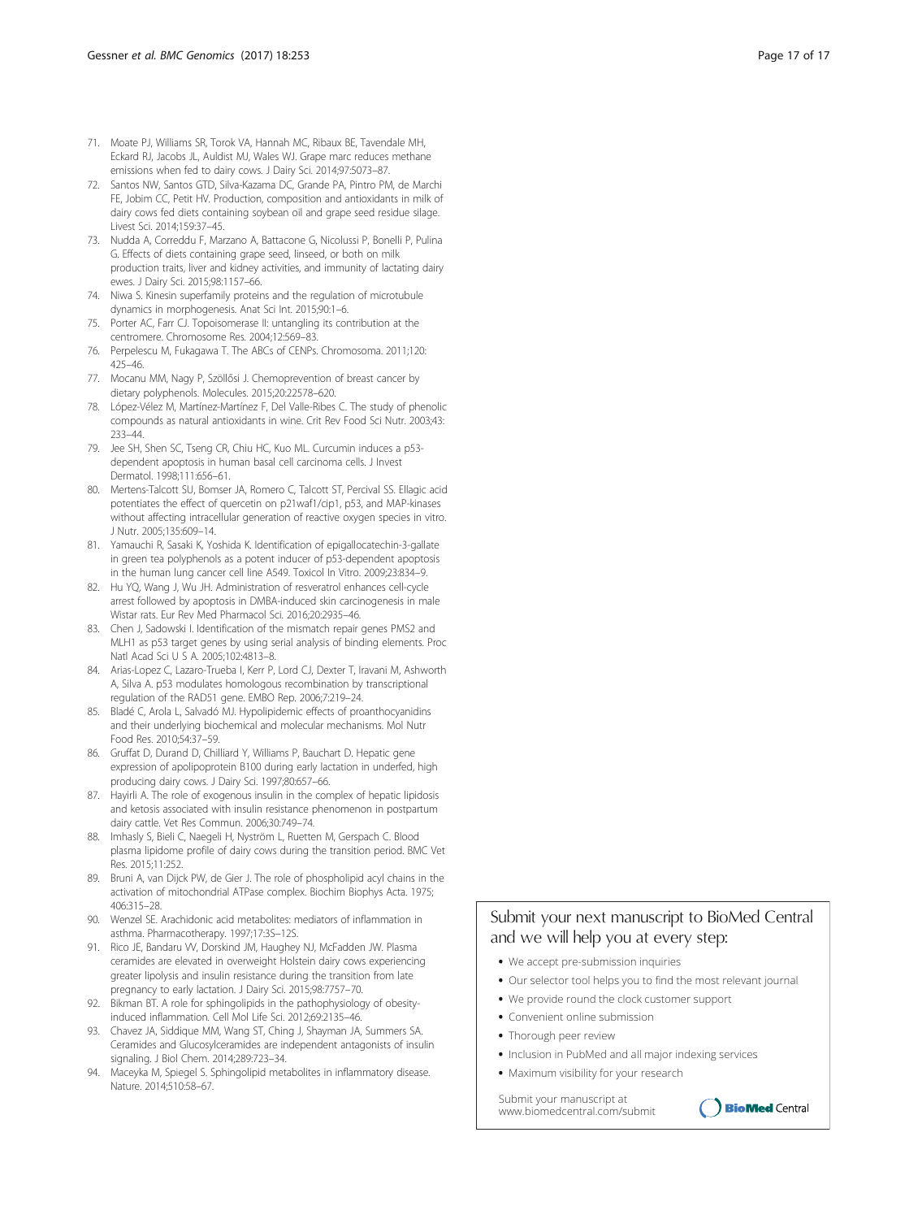71. Moate PJ, Williams SR, Torok VA, Hannah MC, Ribaux BE, Tavendale MH, Eckard RJ, Jacobs JL, Auldist MJ, Wales WJ. Grape marc reduces methane emissions when fed to dairy cows. J Dairy Sci. 2014;97:5073–87.
72. Santos NW, Santos GTD, Silva-Kazama DC, Grande PA, Pintro PM, de Marchi FE, Jobim CC, Petit HV. Production, composition and antioxidants in milk of dairy cows fed diets containing soybean oil and grape seed residue silage. Livest Sci. 2014;159:37–45.
73. Nudda A, Correddu F, Marzano A, Battacone G, Nicolussi P, Bonelli P, Pulina G. Effects of diets containing grape seed, linseed, or both on milk production traits, liver and kidney activities, and immunity of lactating dairy ewes. J Dairy Sci. 2015;98:1157–66.
74. Niwa S. Kinesin superfamily proteins and the regulation of microtubule dynamics in morphogenesis. Anat Sci Int. 2015;90:1–6.
75. Porter AC, Farr CJ. Topoisomerase II: untangling its contribution at the centromere. Chromosome Res. 2004;12:569–83.
76. Perpelescu M, Fukagawa T. The ABCs of CENPs. Chromosoma. 2011;120: 425–46.
77. Mocanu MM, Nagy P, Szöllősi J. Chemoprevention of breast cancer by dietary polyphenols. Molecules. 2015;20:22578–620.
78. López-Vélez M, Martínez-Martínez F, Del Valle-Ribes C. The study of phenolic compounds as natural antioxidants in wine. Crit Rev Food Sci Nutr. 2003;43: 233–44.
79. Jee SH, Shen SC, Tseng CR, Chiu HC, Kuo ML. Curcumin induces a p53-dependent apoptosis in human basal cell carcinoma cells. J Invest Dermatol. 1998;111:656–61.
80. Mertens-Talcott SU, Bomser JA, Romero C, Talcott ST, Percival SS. Ellagic acid potentiates the effect of quercetin on p21waf1/cip1, p53, and MAP-kinases without affecting intracellular generation of reactive oxygen species in vitro. J Nutr. 2005;135:609–14.
81. Yamauchi R, Sasaki K, Yoshida K. Identification of epigallocatechin-3-gallate in green tea polyphenols as a potent inducer of p53-dependent apoptosis in the human lung cancer cell line A549. Toxicol In Vitro. 2009;23:834–9.
82. Hu YQ, Wang J, Wu JH. Administration of resveratrol enhances cell-cycle arrest followed by apoptosis in DMBA-induced skin carcinogenesis in male Wistar rats. Eur Rev Med Pharmacol Sci. 2016;20:2935–46.
83. Chen J, Sadowski I. Identification of the mismatch repair genes PMS2 and MLH1 as p53 target genes by using serial analysis of binding elements. Proc Natl Acad Sci U S A. 2005;102:4813–8.
84. Arias-Lopez C, Lazaro-Trueba I, Kerr P, Lord CJ, Dexter T, Iravani M, Ashworth A, Silva A. p53 modulates homologous recombination by transcriptional regulation of the RAD51 gene. EMBO Rep. 2006;7:219–24.
85. Bladé C, Arola L, Salvadó MJ. Hypolipidemic effects of proanthocyanidins and their underlying biochemical and molecular mechanisms. Mol Nutr Food Res. 2010;54:37–59.
86. Gruffat D, Durand D, Chilliard Y, Williams P, Bauchart D. Hepatic gene expression of apolipoprotein B100 during early lactation in underfed, high producing dairy cows. J Dairy Sci. 1997;80:657–66.
87. Hayirli A. The role of exogenous insulin in the complex of hepatic lipidosis and ketosis associated with insulin resistance phenomenon in postpartum dairy cattle. Vet Res Commun. 2006;30:749–74.
88. Imhasly S, Bieli C, Naegeli H, Nyström L, Ruetten M, Gerspach C. Blood plasma lipidome profile of dairy cows during the transition period. BMC Vet Res. 2015;11:252.
89. Bruni A, van Dijck PW, de Gier J. The role of phospholipid acyl chains in the activation of mitochondrial ATPase complex. Biochim Biophys Acta. 1975; 406:315–28.
90. Wenzel SE. Arachidonic acid metabolites: mediators of inflammation in asthma. Pharmacotherapy. 1997;17:3S–12S.
91. Rico JE, Bandaru VV, Dorskind JM, Haughey NJ, McFadden JW. Plasma ceramides are elevated in overweight Holstein dairy cows experiencing greater lipolysis and insulin resistance during the transition from late pregnancy to early lactation. J Dairy Sci. 2015;98:7757–70.
92. Bikman BT. A role for sphingolipids in the pathophysiology of obesity-induced inflammation. Cell Mol Life Sci. 2012;69:2135–46.
93. Chavez JA, Siddique MM, Wang ST, Ching J, Shayman JA, Summers SA. Ceramides and Glucosylceramides are independent antagonists of insulin signaling. J Biol Chem. 2014;289:723–34.
94. Maceyka M, Spiegel S. Sphingolipid metabolites in inflammatory disease. Nature. 2014;510:58–67.

Submit your next manuscript to BioMed Central and we will help you at every step:

- We accept pre-submission inquiries
- Our selector tool helps you to find the most relevant journal
- We provide round the clock customer support
- Convenient online submission
- Thorough peer review
- Inclusion in PubMed and all major indexing services
- Maximum visibility for your research

Submit your manuscript at www.biomedcentral.com/submit

BioMed Central